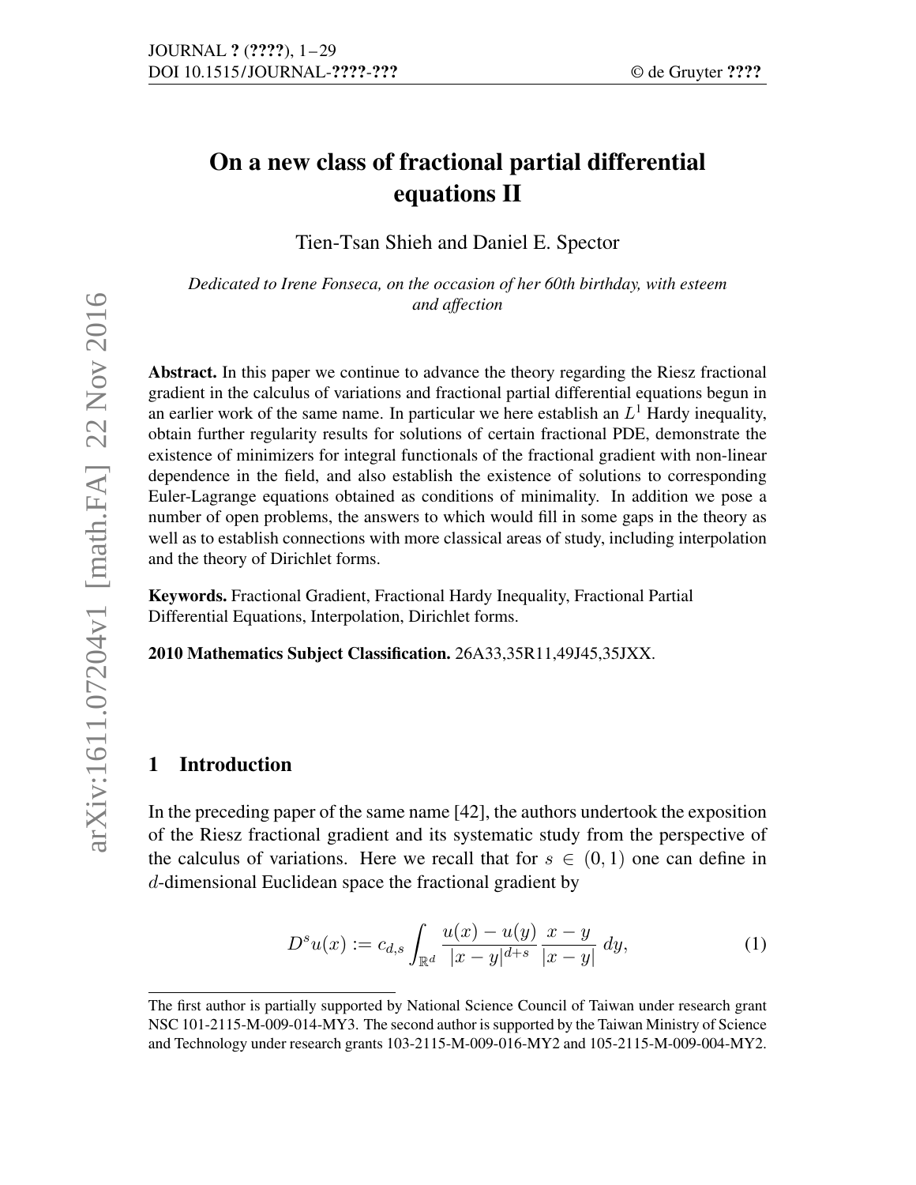# On a new class of fractional partial differential equations II

Tien-Tsan Shieh and Daniel E. Spector

*Dedicated to Irene Fonseca, on the occasion of her 60th birthday, with esteem and affection*

**Abstract.** In this paper we continue to advance the theory regarding the Riesz fractional gradient in the calculus of variations and fractional partial differential equations begun in an earlier work of the same name. In particular we here establish an $L^1$ Hardy inequality, obtain further regularity results for solutions of certain fractional PDE, demonstrate the existence of minimizers for integral functionals of the fractional gradient with non-linear dependence in the field, and also establish the existence of solutions to corresponding Euler-Lagrange equations obtained as conditions of minimality. In addition we pose a number of open problems, the answers to which would fill in some gaps in the theory as well as to establish connections with more classical areas of study, including interpolation and the theory of Dirichlet forms.

**Keywords.** Fractional Gradient, Fractional Hardy Inequality, Fractional Partial Differential Equations, Interpolation, Dirichlet forms.

**2010 Mathematics Subject Classification.** 26A33,35R11,49J45,35JXX.

## 1 Introduction

In the preceding paper of the same name [42], the authors undertook the exposition of the Riesz fractional gradient and its systematic study from the perspective of the calculus of variations. Here we recall that for $s \in (0,1)$ one can define in $d$-dimensional Euclidean space the fractional gradient by

$$D^s u(x) := c_{d,s} \int_{\mathbb{R}^d} \frac{u(x)-u(y)}{|x-y|^{d+s}} \frac{x-y}{|x-y|} \, dy, \tag{1}$$

The first author is partially supported by National Science Council of Taiwan under research grant NSC 101-2115-M-009-014-MY3. The second author is supported by the Taiwan Ministry of Science and Technology under research grants 103-2115-M-009-016-MY2 and 105-2115-M-009-004-MY2.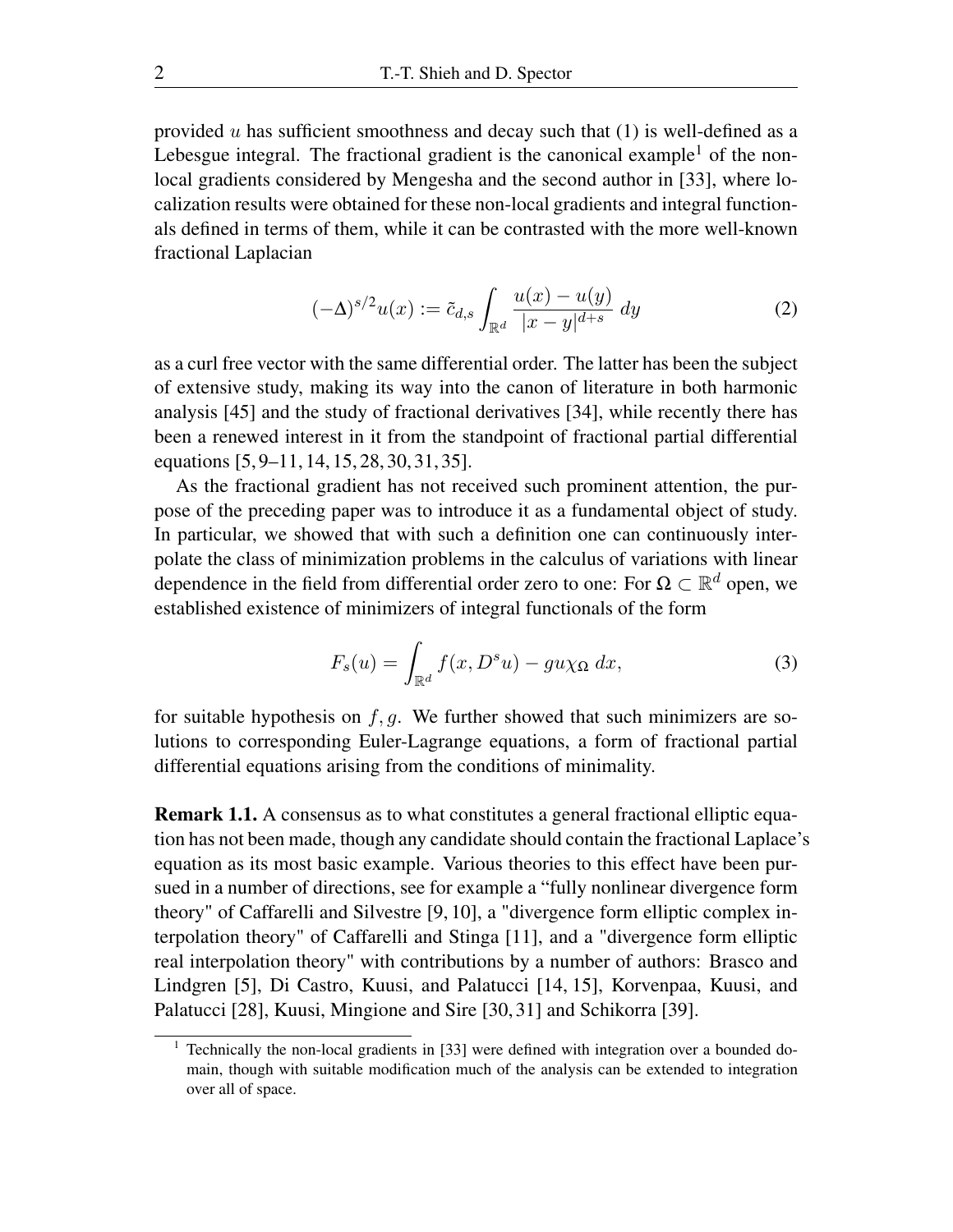provided $u$ has sufficient smoothness and decay such that (1) is well-defined as a Lebesgue integral. The fractional gradient is the canonical example[1] of the non-local gradients considered by Mengesha and the second author in [33], where localization results were obtained for these non-local gradients and integral functionals defined in terms of them, while it can be contrasted with the more well-known fractional Laplacian

$$(-\Delta)^{s/2}u(x) := \tilde{c}_{d,s} \int_{\mathbb{R}^d} \frac{u(x) - u(y)}{|x-y|^{d+s}} \, dy \tag{2}$$

as a curl free vector with the same differential order. The latter has been the subject of extensive study, making its way into the canon of literature in both harmonic analysis [45] and the study of fractional derivatives [34], while recently there has been a renewed interest in it from the standpoint of fractional partial differential equations [5, 9–11, 14, 15, 28, 30, 31, 35].

As the fractional gradient has not received such prominent attention, the purpose of the preceding paper was to introduce it as a fundamental object of study. In particular, we showed that with such a definition one can continuously interpolate the class of minimization problems in the calculus of variations with linear dependence in the field from differential order zero to one: For $\Omega \subset \mathbb{R}^d$ open, we established existence of minimizers of integral functionals of the form

$$F_s(u) = \int_{\mathbb{R}^d} f(x, D^s u) - gu\chi_\Omega \, dx, \tag{3}$$

for suitable hypothesis on $f, g$. We further showed that such minimizers are solutions to corresponding Euler-Lagrange equations, a form of fractional partial differential equations arising from the conditions of minimality.

**Remark 1.1.** A consensus as to what constitutes a general fractional elliptic equation has not been made, though any candidate should contain the fractional Laplace's equation as its most basic example. Various theories to this effect have been pursued in a number of directions, see for example a "fully nonlinear divergence form theory" of Caffarelli and Silvestre [9, 10], a "divergence form elliptic complex interpolation theory" of Caffarelli and Stinga [11], and a "divergence form elliptic real interpolation theory" with contributions by a number of authors: Brasco and Lindgren [5], Di Castro, Kuusi, and Palatucci [14, 15], Korvenpaa, Kuusi, and Palatucci [28], Kuusi, Mingione and Sire [30, 31] and Schikorra [39].

[1] Technically the non-local gradients in [33] were defined with integration over a bounded domain, though with suitable modification much of the analysis can be extended to integration over all of space.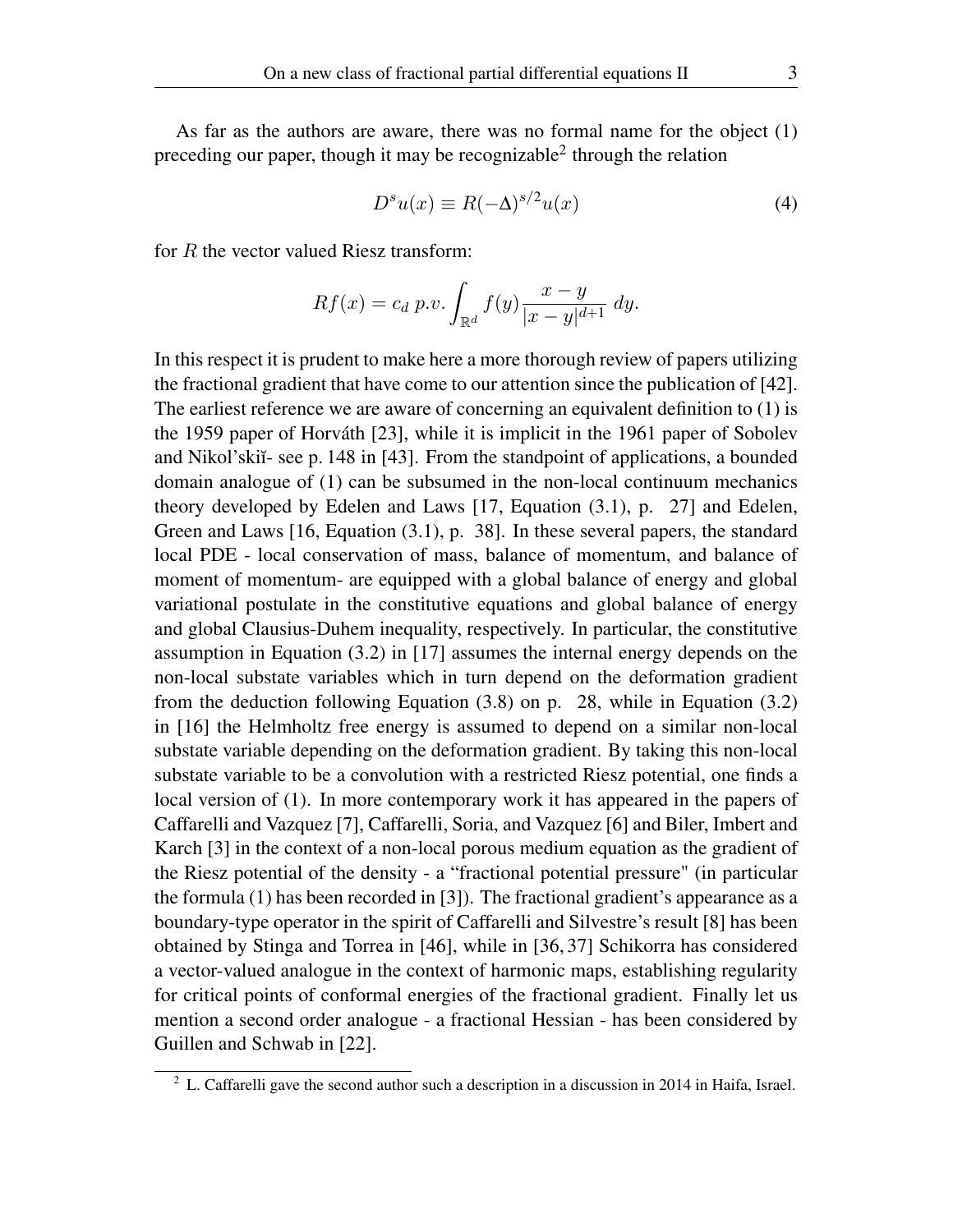As far as the authors are aware, there was no formal name for the object (1) preceding our paper, though it may be recognizable[2] through the relation

$$D^s u(x) \equiv R(-\Delta)^{s/2} u(x) \tag{4}$$

for $R$ the vector valued Riesz transform:

$$Rf(x) = c_d \; p.v. \int_{\mathbb{R}^d} f(y) \frac{x-y}{|x-y|^{d+1}} \, dy.$$

In this respect it is prudent to make here a more thorough review of papers utilizing the fractional gradient that have come to our attention since the publication of [42]. The earliest reference we are aware of concerning an equivalent definition to (1) is the 1959 paper of Horváth [23], while it is implicit in the 1961 paper of Sobolev and Nikol'skiĭ- see p. 148 in [43]. From the standpoint of applications, a bounded domain analogue of (1) can be subsumed in the non-local continuum mechanics theory developed by Edelen and Laws [17, Equation (3.1), p. 27] and Edelen, Green and Laws [16, Equation (3.1), p. 38]. In these several papers, the standard local PDE - local conservation of mass, balance of momentum, and balance of moment of momentum- are equipped with a global balance of energy and global variational postulate in the constitutive equations and global balance of energy and global Clausius-Duhem inequality, respectively. In particular, the constitutive assumption in Equation (3.2) in [17] assumes the internal energy depends on the non-local substate variables which in turn depend on the deformation gradient from the deduction following Equation (3.8) on p. 28, while in Equation (3.2) in [16] the Helmholtz free energy is assumed to depend on a similar non-local substate variable depending on the deformation gradient. By taking this non-local substate variable to be a convolution with a restricted Riesz potential, one finds a local version of (1). In more contemporary work it has appeared in the papers of Caffarelli and Vazquez [7], Caffarelli, Soria, and Vazquez [6] and Biler, Imbert and Karch [3] in the context of a non-local porous medium equation as the gradient of the Riesz potential of the density - a "fractional potential pressure" (in particular the formula (1) has been recorded in [3]). The fractional gradient's appearance as a boundary-type operator in the spirit of Caffarelli and Silvestre's result [8] has been obtained by Stinga and Torrea in [46], while in [36, 37] Schikorra has considered a vector-valued analogue in the context of harmonic maps, establishing regularity for critical points of conformal energies of the fractional gradient. Finally let us mention a second order analogue - a fractional Hessian - has been considered by Guillen and Schwab in [22].

[2] L. Caffarelli gave the second author such a description in a discussion in 2014 in Haifa, Israel.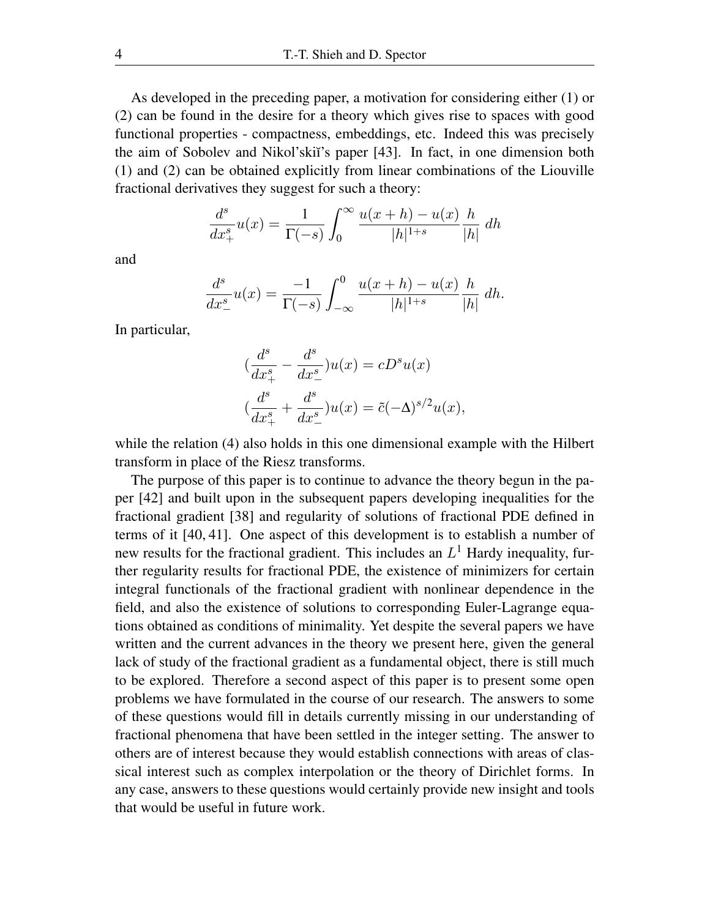As developed in the preceding paper, a motivation for considering either (1) or (2) can be found in the desire for a theory which gives rise to spaces with good functional properties - compactness, embeddings, etc. Indeed this was precisely the aim of Sobolev and Nikol'skiĭ's paper [43]. In fact, in one dimension both (1) and (2) can be obtained explicitly from linear combinations of the Liouville fractional derivatives they suggest for such a theory:

$$\frac{d^s}{dx_+^s}u(x) = \frac{1}{\Gamma(-s)} \int_0^\infty \frac{u(x+h)-u(x)}{|h|^{1+s}} \frac{h}{|h|} \, dh$$

and

$$\frac{d^s}{dx_-^s}u(x) = \frac{-1}{\Gamma(-s)} \int_{-\infty}^0 \frac{u(x+h)-u(x)}{|h|^{1+s}} \frac{h}{|h|} \, dh.$$

In particular,

$$\begin{aligned}
(\frac{d^s}{dx_+^s} - \frac{d^s}{dx_-^s})u(x) &= cD^s u(x) \\
(\frac{d^s}{dx_+^s} + \frac{d^s}{dx_-^s})u(x) &= \tilde{c}(-\Delta)^{s/2} u(x),
\end{aligned}$$

while the relation (4) also holds in this one dimensional example with the Hilbert transform in place of the Riesz transforms.

The purpose of this paper is to continue to advance the theory begun in the paper [42] and built upon in the subsequent papers developing inequalities for the fractional gradient [38] and regularity of solutions of fractional PDE defined in terms of it [40, 41]. One aspect of this development is to establish a number of new results for the fractional gradient. This includes an $L^1$ Hardy inequality, further regularity results for fractional PDE, the existence of minimizers for certain integral functionals of the fractional gradient with nonlinear dependence in the field, and also the existence of solutions to corresponding Euler-Lagrange equations obtained as conditions of minimality. Yet despite the several papers we have written and the current advances in the theory we present here, given the general lack of study of the fractional gradient as a fundamental object, there is still much to be explored. Therefore a second aspect of this paper is to present some open problems we have formulated in the course of our research. The answers to some of these questions would fill in details currently missing in our understanding of fractional phenomena that have been settled in the integer setting. The answer to others are of interest because they would establish connections with areas of classical interest such as complex interpolation or the theory of Dirichlet forms. In any case, answers to these questions would certainly provide new insight and tools that would be useful in future work.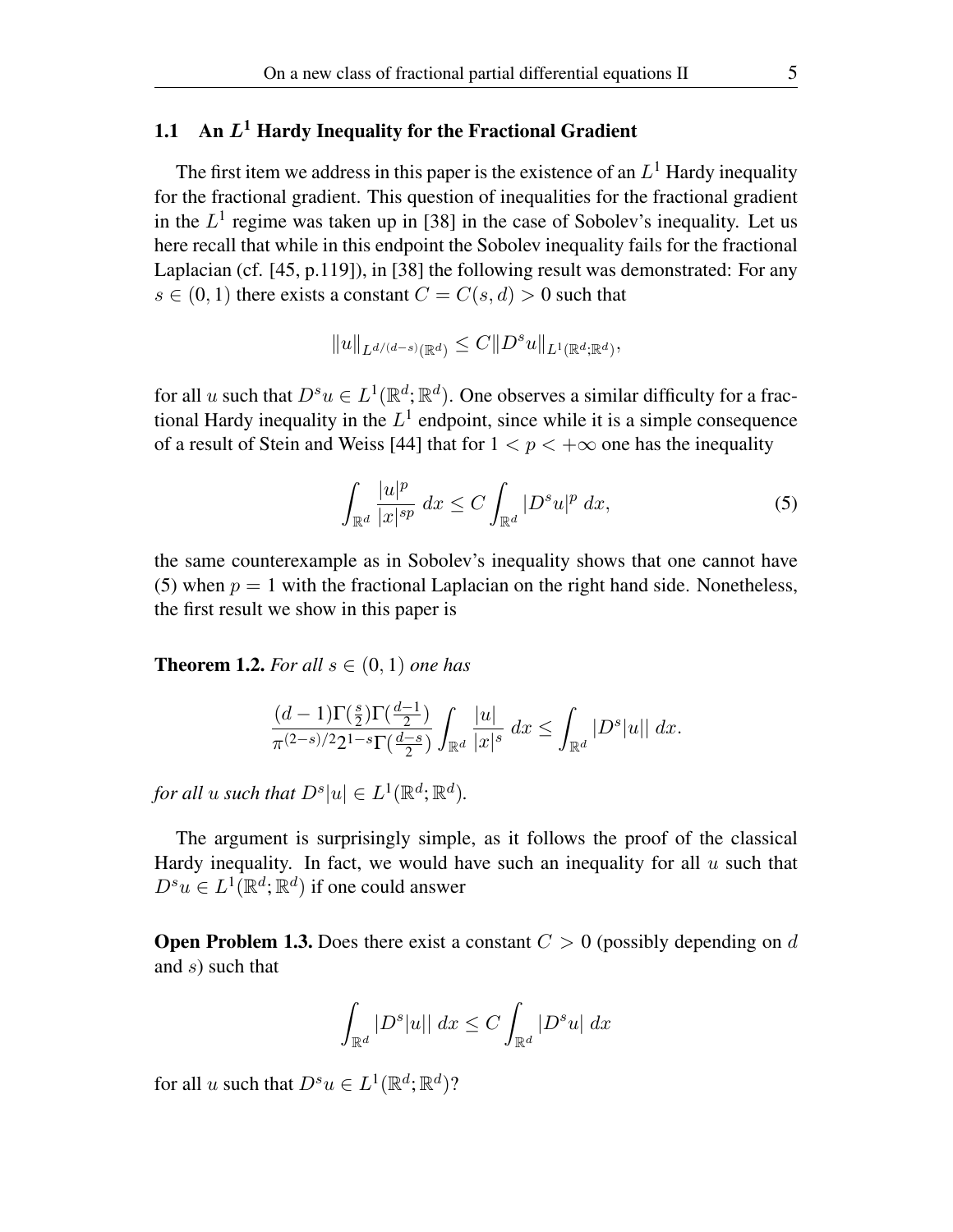### 1.1 An $L^1$ Hardy Inequality for the Fractional Gradient

The first item we address in this paper is the existence of an $L^1$ Hardy inequality for the fractional gradient. This question of inequalities for the fractional gradient in the $L^1$ regime was taken up in [38] in the case of Sobolev's inequality. Let us here recall that while in this endpoint the Sobolev inequality fails for the fractional Laplacian (cf. [45, p.119]), in [38] the following result was demonstrated: For any $s \in (0,1)$ there exists a constant $C = C(s,d) > 0$ such that

$$\|u\|_{L^{d/(d-s)}(\mathbb{R}^d)} \leq C\|D^s u\|_{L^1(\mathbb{R}^d;\mathbb{R}^d)},$$

for all $u$ such that $D^s u \in L^1(\mathbb{R}^d;\mathbb{R}^d)$. One observes a similar difficulty for a fractional Hardy inequality in the $L^1$ endpoint, since while it is a simple consequence of a result of Stein and Weiss [44] that for $1 < p < +\infty$ one has the inequality

$$\int_{\mathbb{R}^d} \frac{|u|^p}{|x|^{sp}}\, dx \leq C \int_{\mathbb{R}^d} |D^s u|^p\, dx, \tag{5}$$

the same counterexample as in Sobolev's inequality shows that one cannot have (5) when $p = 1$ with the fractional Laplacian on the right hand side. Nonetheless, the first result we show in this paper is

**Theorem 1.2.** *For all $s \in (0,1)$ one has*

$$\frac{(d-1)\Gamma(\frac{s}{2})\Gamma(\frac{d-1}{2})}{\pi^{(2-s)/2}2^{1-s}\Gamma(\frac{d-s}{2})} \int_{\mathbb{R}^d} \frac{|u|}{|x|^s}\, dx \leq \int_{\mathbb{R}^d} |D^s|u||\, dx.$$

*for all $u$ such that $D^s|u| \in L^1(\mathbb{R}^d;\mathbb{R}^d)$.*

The argument is surprisingly simple, as it follows the proof of the classical Hardy inequality. In fact, we would have such an inequality for all $u$ such that $D^s u \in L^1(\mathbb{R}^d;\mathbb{R}^d)$ if one could answer

**Open Problem 1.3.** Does there exist a constant $C > 0$ (possibly depending on $d$ and $s$) such that

$$\int_{\mathbb{R}^d} |D^s|u||\, dx \leq C \int_{\mathbb{R}^d} |D^s u|\, dx$$

for all $u$ such that $D^s u \in L^1(\mathbb{R}^d;\mathbb{R}^d)$?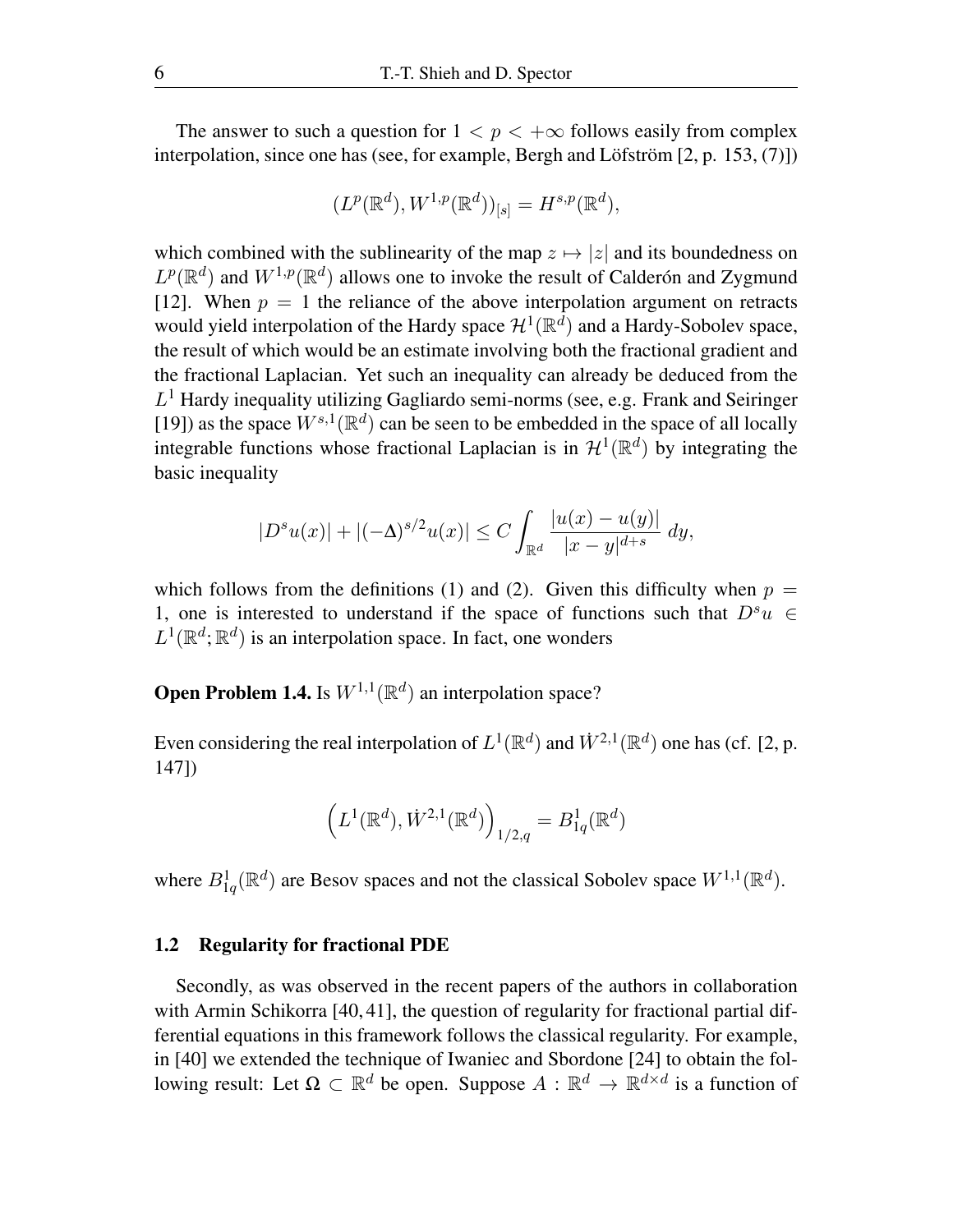The answer to such a question for $1 < p < +\infty$ follows easily from complex interpolation, since one has (see, for example, Bergh and Löfström [2, p. 153, (7)])

$$(L^p(\mathbb{R}^d), W^{1,p}(\mathbb{R}^d))_{[s]} = H^{s,p}(\mathbb{R}^d),$$

which combined with the sublinearity of the map $z \mapsto |z|$ and its boundedness on $L^p(\mathbb{R}^d)$ and $W^{1,p}(\mathbb{R}^d)$ allows one to invoke the result of Calderón and Zygmund [12]. When $p = 1$ the reliance of the above interpolation argument on retracts would yield interpolation of the Hardy space $\mathcal{H}^1(\mathbb{R}^d)$ and a Hardy-Sobolev space, the result of which would be an estimate involving both the fractional gradient and the fractional Laplacian. Yet such an inequality can already be deduced from the $L^1$ Hardy inequality utilizing Gagliardo semi-norms (see, e.g. Frank and Seiringer [19]) as the space $W^{s,1}(\mathbb{R}^d)$ can be seen to be embedded in the space of all locally integrable functions whose fractional Laplacian is in $\mathcal{H}^1(\mathbb{R}^d)$ by integrating the basic inequality

$$|D^s u(x)| + |(-\Delta)^{s/2} u(x)| \leq C \int_{\mathbb{R}^d} \frac{|u(x) - u(y)|}{|x - y|^{d+s}} \, dy,$$

which follows from the definitions (1) and (2). Given this difficulty when $p = 1$, one is interested to understand if the space of functions such that $D^s u \in L^1(\mathbb{R}^d; \mathbb{R}^d)$ is an interpolation space. In fact, one wonders

**Open Problem 1.4.** Is $W^{1,1}(\mathbb{R}^d)$ an interpolation space?

Even considering the real interpolation of $L^1(\mathbb{R}^d)$ and $\dot{W}^{2,1}(\mathbb{R}^d)$ one has (cf. [2, p. 147])

$$\left(L^1(\mathbb{R}^d), \dot{W}^{2,1}(\mathbb{R}^d)\right)_{1/2,q} = B^1_{1q}(\mathbb{R}^d)$$

where $B^1_{1q}(\mathbb{R}^d)$ are Besov spaces and not the classical Sobolev space $W^{1,1}(\mathbb{R}^d)$.

### 1.2 Regularity for fractional PDE

Secondly, as was observed in the recent papers of the authors in collaboration with Armin Schikorra [40, 41], the question of regularity for fractional partial differential equations in this framework follows the classical regularity. For example, in [40] we extended the technique of Iwaniec and Sbordone [24] to obtain the following result: Let $\Omega \subset \mathbb{R}^d$ be open. Suppose $A : \mathbb{R}^d \to \mathbb{R}^{d \times d}$ is a function of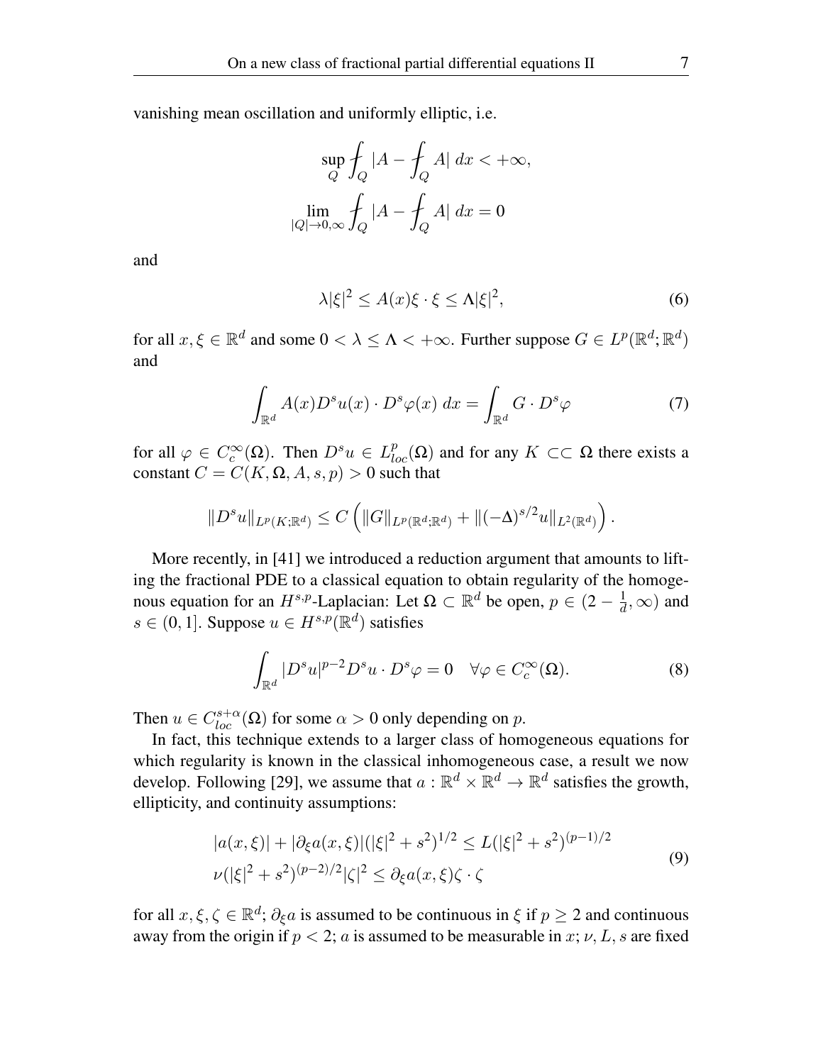vanishing mean oscillation and uniformly elliptic, i.e.

$$\sup_Q \fint_Q |A - \fint_Q A| \, dx < +\infty,$$

$$\lim_{|Q| \to 0, \infty} \fint_Q |A - \fint_Q A| \, dx = 0$$

and

$$\lambda |\xi|^2 \leq A(x)\xi \cdot \xi \leq \Lambda |\xi|^2, \tag{6}$$

for all $x, \xi \in \mathbb{R}^d$ and some $0 < \lambda \leq \Lambda < +\infty$. Further suppose $G \in L^p(\mathbb{R}^d; \mathbb{R}^d)$ and

$$\int_{\mathbb{R}^d} A(x) D^s u(x) \cdot D^s \varphi(x) \, dx = \int_{\mathbb{R}^d} G \cdot D^s \varphi \tag{7}$$

for all $\varphi \in C_c^\infty(\Omega)$. Then $D^s u \in L^p_{loc}(\Omega)$ and for any $K \subset\subset \Omega$ there exists a constant $C = C(K, \Omega, A, s, p) > 0$ such that

$$\|D^s u\|_{L^p(K;\mathbb{R}^d)} \leq C \left( \|G\|_{L^p(\mathbb{R}^d;\mathbb{R}^d)} + \|(-\Delta)^{s/2} u\|_{L^2(\mathbb{R}^d)} \right).$$

More recently, in [41] we introduced a reduction argument that amounts to lifting the fractional PDE to a classical equation to obtain regularity of the homogenous equation for an $H^{s,p}$-Laplacian: Let $\Omega \subset \mathbb{R}^d$ be open, $p \in (2 - \frac{1}{d}, \infty)$ and $s \in (0, 1]$. Suppose $u \in H^{s,p}(\mathbb{R}^d)$ satisfies

$$\int_{\mathbb{R}^d} |D^s u|^{p-2} D^s u \cdot D^s \varphi = 0 \quad \forall \varphi \in C_c^\infty(\Omega). \tag{8}$$

Then $u \in C^{s+\alpha}_{loc}(\Omega)$ for some $\alpha > 0$ only depending on $p$.

In fact, this technique extends to a larger class of homogeneous equations for which regularity is known in the classical inhomogeneous case, a result we now develop. Following [29], we assume that $a : \mathbb{R}^d \times \mathbb{R}^d \to \mathbb{R}^d$ satisfies the growth, ellipticity, and continuity assumptions:

$$\begin{aligned} &|a(x,\xi)| + |\partial_\xi a(x,\xi)|(|\xi|^2 + s^2)^{1/2} \leq L(|\xi|^2 + s^2)^{(p-1)/2} \\ &\nu(|\xi|^2 + s^2)^{(p-2)/2} |\zeta|^2 \leq \partial_\xi a(x,\xi)\zeta \cdot \zeta \end{aligned} \tag{9}$$

for all $x, \xi, \zeta \in \mathbb{R}^d$; $\partial_\xi a$ is assumed to be continuous in $\xi$ if $p \geq 2$ and continuous away from the origin if $p < 2$; $a$ is assumed to be measurable in $x$; $\nu, L, s$ are fixed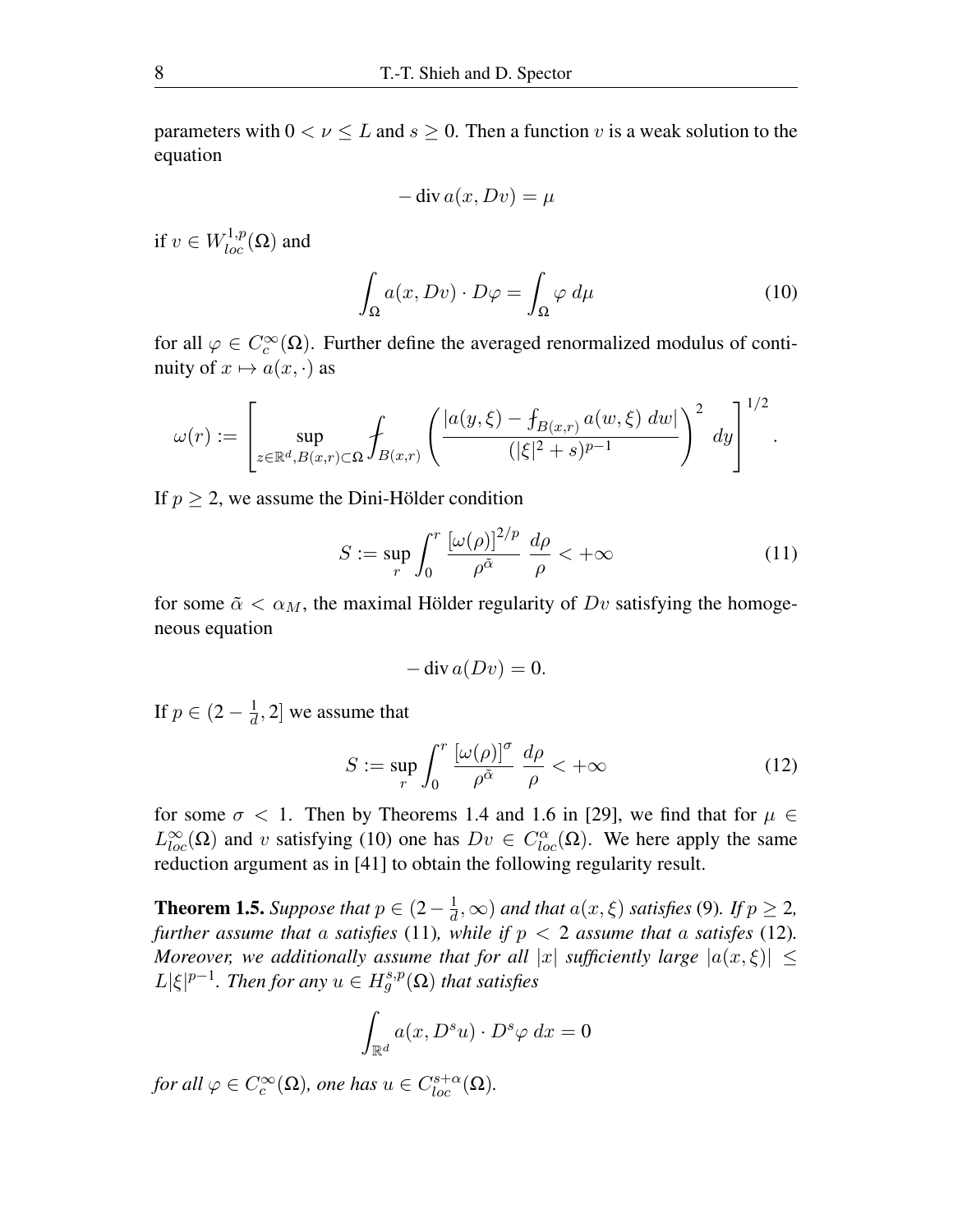parameters with $0 < \nu \leq L$ and $s \geq 0$. Then a function $v$ is a weak solution to the equation

$$- \operatorname{div} a(x, Dv) = \mu$$

if $v \in W^{1,p}_{loc}(\Omega)$ and

$$\int_\Omega a(x, Dv) \cdot D\varphi = \int_\Omega \varphi \, d\mu \tag{10}$$

for all $\varphi \in C_c^\infty(\Omega)$. Further define the averaged renormalized modulus of continuity of $x \mapsto a(x, \cdot)$ as

$$\omega(r) := \left[ \sup_{z \in \mathbb{R}^d, B(x,r) \subset \Omega} \fint_{B(x,r)} \left( \frac{|a(y, \xi) - \fint_{B(x,r)} a(w, \xi) \, dw|}{(|\xi|^2 + s)^{p-1}} \right)^2 \, dy \right]^{1/2}.$$

If $p \geq 2$, we assume the Dini-Hölder condition

$$S := \sup_r \int_0^r \frac{[\omega(\rho)]^{2/p}}{\rho^{\tilde{\alpha}}} \frac{d\rho}{\rho} < +\infty \tag{11}$$

for some $\tilde{\alpha} < \alpha_M$, the maximal Hölder regularity of $Dv$ satisfying the homogeneous equation

$$- \operatorname{div} a(Dv) = 0.$$

If $p \in (2 - \frac{1}{d}, 2]$ we assume that

$$S := \sup_r \int_0^r \frac{[\omega(\rho)]^{\sigma}}{\rho^{\tilde{\alpha}}} \frac{d\rho}{\rho} < +\infty \tag{12}$$

for some $\sigma < 1$. Then by Theorems 1.4 and 1.6 in [29], we find that for $\mu \in L^\infty_{loc}(\Omega)$ and $v$ satisfying (10) one has $Dv \in C^\alpha_{loc}(\Omega)$. We here apply the same reduction argument as in [41] to obtain the following regularity result.

**Theorem 1.5.** *Suppose that $p \in (2 - \frac{1}{d}, \infty)$ and that $a(x, \xi)$ satisfies* (9)*. If $p \geq 2$, further assume that $a$ satisfies* (11)*, while if $p < 2$ assume that $a$ satisfes* (12)*. Moreover, we additionally assume that for all $|x|$ sufficiently large $|a(x, \xi)| \leq L|\xi|^{p-1}$. Then for any $u \in H^{s,p}_g(\Omega)$ that satisfies*

$$\int_{\mathbb{R}^d} a(x, D^s u) \cdot D^s \varphi \, dx = 0$$

*for all $\varphi \in C_c^\infty(\Omega)$, one has $u \in C^{s+\alpha}_{loc}(\Omega)$.*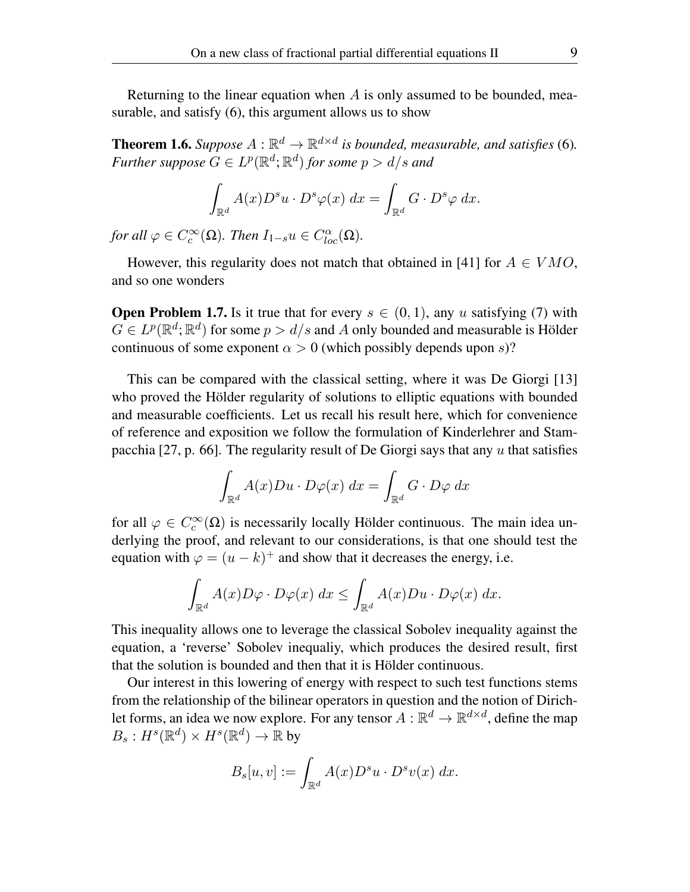Returning to the linear equation when $A$ is only assumed to be bounded, measurable, and satisfy (6), this argument allows us to show

**Theorem 1.6.** *Suppose $A : \mathbb{R}^d \to \mathbb{R}^{d \times d}$ is bounded, measurable, and satisfies* (6)*. Further suppose $G \in L^p(\mathbb{R}^d; \mathbb{R}^d)$ for some $p > d/s$ and*

$$\int_{\mathbb{R}^d} A(x) D^s u \cdot D^s \varphi(x)\, dx = \int_{\mathbb{R}^d} G \cdot D^s \varphi\, dx.$$

*for all $\varphi \in C_c^\infty(\Omega)$. Then $I_{1-s} u \in C^\alpha_{loc}(\Omega)$.*

However, this regularity does not match that obtained in [41] for $A \in VMO$, and so one wonders

**Open Problem 1.7.** Is it true that for every $s \in (0, 1)$, any $u$ satisfying (7) with $G \in L^p(\mathbb{R}^d; \mathbb{R}^d)$ for some $p > d/s$ and $A$ only bounded and measurable is Hölder continuous of some exponent $\alpha > 0$ (which possibly depends upon $s$)?

This can be compared with the classical setting, where it was De Giorgi [13] who proved the Hölder regularity of solutions to elliptic equations with bounded and measurable coefficients. Let us recall his result here, which for convenience of reference and exposition we follow the formulation of Kinderlehrer and Stampacchia [27, p. 66]. The regularity result of De Giorgi says that any $u$ that satisfies

$$\int_{\mathbb{R}^d} A(x) Du \cdot D\varphi(x)\, dx = \int_{\mathbb{R}^d} G \cdot D\varphi\, dx$$

for all $\varphi \in C_c^\infty(\Omega)$ is necessarily locally Hölder continuous. The main idea underlying the proof, and relevant to our considerations, is that one should test the equation with $\varphi = (u - k)^+$ and show that it decreases the energy, i.e.

$$\int_{\mathbb{R}^d} A(x) D\varphi \cdot D\varphi(x)\, dx \leq \int_{\mathbb{R}^d} A(x) Du \cdot D\varphi(x)\, dx.$$

This inequality allows one to leverage the classical Sobolev inequality against the equation, a 'reverse' Sobolev inequaliy, which produces the desired result, first that the solution is bounded and then that it is Hölder continuous.

Our interest in this lowering of energy with respect to such test functions stems from the relationship of the bilinear operators in question and the notion of Dirichlet forms, an idea we now explore. For any tensor $A : \mathbb{R}^d \to \mathbb{R}^{d \times d}$, define the map $B_s : H^s(\mathbb{R}^d) \times H^s(\mathbb{R}^d) \to \mathbb{R}$ by

$$B_s[u, v] := \int_{\mathbb{R}^d} A(x) D^s u \cdot D^s v(x)\, dx.$$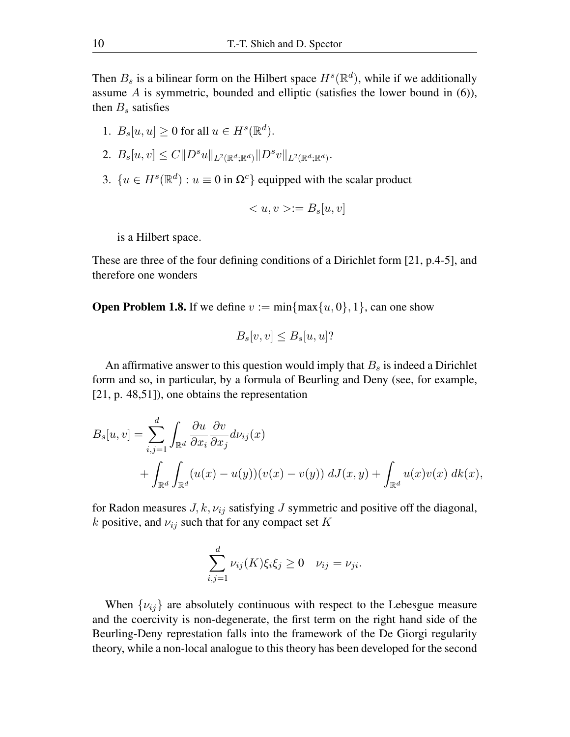Then $B_s$ is a bilinear form on the Hilbert space $H^s(\mathbb{R}^d)$, while if we additionally assume $A$ is symmetric, bounded and elliptic (satisfies the lower bound in (6)), then $B_s$ satisfies

1. $B_s[u,u] \geq 0$ for all $u \in H^s(\mathbb{R}^d)$.
2. $B_s[u,v] \leq C\|D^s u\|_{L^2(\mathbb{R}^d;\mathbb{R}^d)}\|D^s v\|_{L^2(\mathbb{R}^d;\mathbb{R}^d)}$.
3. $\{u \in H^s(\mathbb{R}^d) : u \equiv 0 \text{ in } \Omega^c\}$ equipped with the scalar product

$$< u, v > := B_s[u,v]$$

is a Hilbert space.

These are three of the four defining conditions of a Dirichlet form [21, p.4-5], and therefore one wonders

**Open Problem 1.8.** If we define $v := \min\{\max\{u,0\},1\}$, can one show

$$B_s[v,v] \leq B_s[u,u]?$$

An affirmative answer to this question would imply that $B_s$ is indeed a Dirichlet form and so, in particular, by a formula of Beurling and Deny (see, for example, [21, p. 48,51]), one obtains the representation

$$
\begin{aligned}
B_s[u,v] = &\sum_{i,j=1}^{d} \int_{\mathbb{R}^d} \frac{\partial u}{\partial x_i}\frac{\partial v}{\partial x_j} d\nu_{ij}(x) \\
&+ \int_{\mathbb{R}^d}\int_{\mathbb{R}^d} (u(x)-u(y))(v(x)-v(y))\, dJ(x,y) + \int_{\mathbb{R}^d} u(x)v(x)\, dk(x),
\end{aligned}
$$

for Radon measures $J, k, \nu_{ij}$ satisfying $J$ symmetric and positive off the diagonal, $k$ positive, and $\nu_{ij}$ such that for any compact set $K$

$$\sum_{i,j=1}^{d} \nu_{ij}(K)\xi_i\xi_j \geq 0 \quad \nu_{ij} = \nu_{ji}.$$

When $\{\nu_{ij}\}$ are absolutely continuous with respect to the Lebesgue measure and the coercivity is non-degenerate, the first term on the right hand side of the Beurling-Deny represtation falls into the framework of the De Giorgi regularity theory, while a non-local analogue to this theory has been developed for the second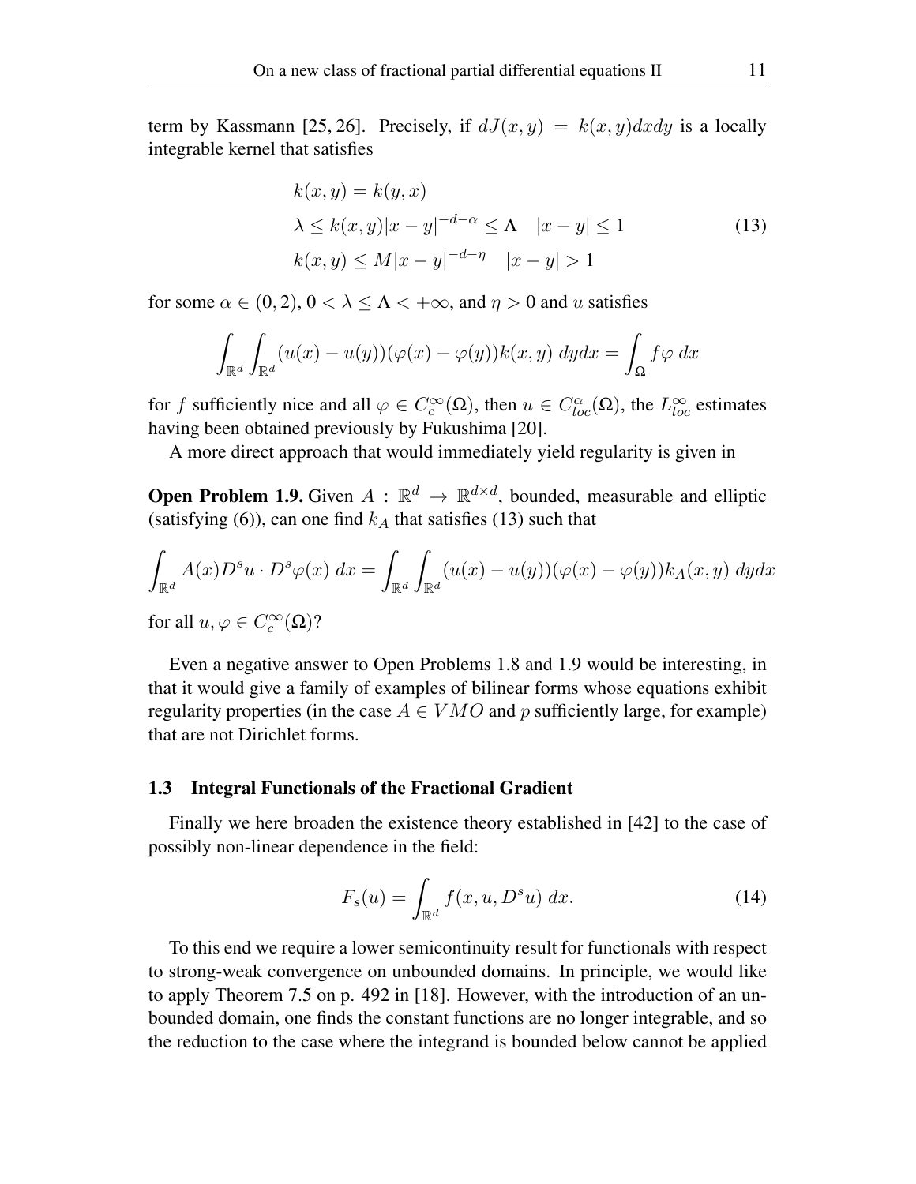term by Kassmann [25, 26]. Precisely, if $dJ(x,y) = k(x,y)dxdy$ is a locally integrable kernel that satisfies

$$
\begin{aligned}
&k(x,y) = k(y,x) \\
&\lambda \leq k(x,y)|x-y|^{-d-\alpha} \leq \Lambda \quad |x-y| \leq 1 \\
&k(x,y) \leq M|x-y|^{-d-\eta} \quad |x-y| > 1
\end{aligned}
\tag{13}
$$

for some $\alpha \in (0,2)$, $0 < \lambda \leq \Lambda < +\infty$, and $\eta > 0$ and $u$ satisfies

$$
\int_{\mathbb{R}^d} \int_{\mathbb{R}^d} (u(x) - u(y))(\varphi(x) - \varphi(y)) k(x,y) \, dy dx = \int_{\Omega} f \varphi \, dx
$$

for $f$ sufficiently nice and all $\varphi \in C_c^\infty(\Omega)$, then $u \in C^\alpha_{loc}(\Omega)$, the $L^\infty_{loc}$ estimates having been obtained previously by Fukushima [20].

A more direct approach that would immediately yield regularity is given in

**Open Problem 1.9.** Given $A : \mathbb{R}^d \to \mathbb{R}^{d \times d}$, bounded, measurable and elliptic (satisfying (6)), can one find $k_A$ that satisfies (13) such that

$$
\int_{\mathbb{R}^d} A(x) D^s u \cdot D^s \varphi(x) \, dx = \int_{\mathbb{R}^d} \int_{\mathbb{R}^d} (u(x) - u(y))(\varphi(x) - \varphi(y)) k_A(x,y) \, dy dx
$$

for all $u, \varphi \in C_c^\infty(\Omega)$?

Even a negative answer to Open Problems 1.8 and 1.9 would be interesting, in that it would give a family of examples of bilinear forms whose equations exhibit regularity properties (in the case $A \in VMO$ and $p$ sufficiently large, for example) that are not Dirichlet forms.

### 1.3 Integral Functionals of the Fractional Gradient

Finally we here broaden the existence theory established in [42] to the case of possibly non-linear dependence in the field:

$$
F_s(u) = \int_{\mathbb{R}^d} f(x, u, D^s u) \, dx. \tag{14}
$$

To this end we require a lower semicontinuity result for functionals with respect to strong-weak convergence on unbounded domains. In principle, we would like to apply Theorem 7.5 on p. 492 in [18]. However, with the introduction of an unbounded domain, one finds the constant functions are no longer integrable, and so the reduction to the case where the integrand is bounded below cannot be applied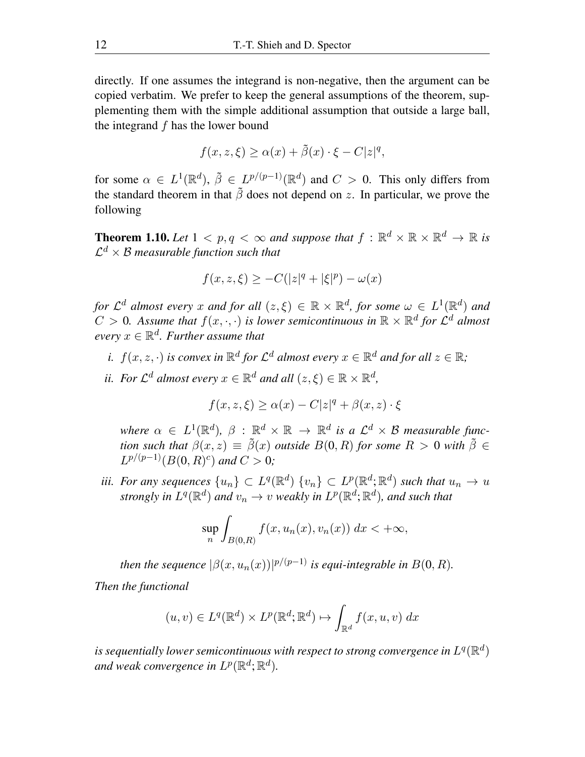directly. If one assumes the integrand is non-negative, then the argument can be copied verbatim. We prefer to keep the general assumptions of the theorem, supplementing them with the simple additional assumption that outside a large ball, the integrand $f$ has the lower bound

$$f(x, z, \xi) \geq \alpha(x) + \tilde{\beta}(x) \cdot \xi - C|z|^q,$$

for some $\alpha \in L^1(\mathbb{R}^d)$, $\tilde{\beta} \in L^{p/(p-1)}(\mathbb{R}^d)$ and $C > 0$. This only differs from the standard theorem in that $\tilde{\beta}$ does not depend on $z$. In particular, we prove the following

**Theorem 1.10.** *Let $1 < p, q < \infty$ and suppose that $f : \mathbb{R}^d \times \mathbb{R} \times \mathbb{R}^d \to \mathbb{R}$ is $\mathcal{L}^d \times \mathcal{B}$ measurable function such that*

$$f(x, z, \xi) \geq -C(|z|^q + |\xi|^p) - \omega(x)$$

*for $\mathcal{L}^d$ almost every $x$ and for all $(z, \xi) \in \mathbb{R} \times \mathbb{R}^d$, for some $\omega \in L^1(\mathbb{R}^d)$ and $C > 0$. Assume that $f(x, \cdot, \cdot)$ is lower semicontinuous in $\mathbb{R} \times \mathbb{R}^d$ for $\mathcal{L}^d$ almost every $x \in \mathbb{R}^d$. Further assume that*

*i. $f(x, z, \cdot)$ is convex in $\mathbb{R}^d$ for $\mathcal{L}^d$ almost every $x \in \mathbb{R}^d$ and for all $z \in \mathbb{R}$;*

*ii. For $\mathcal{L}^d$ almost every $x \in \mathbb{R}^d$ and all $(z, \xi) \in \mathbb{R} \times \mathbb{R}^d$,*

$$f(x, z, \xi) \geq \alpha(x) - C|z|^q + \beta(x, z) \cdot \xi$$

*where $\alpha \in L^1(\mathbb{R}^d)$, $\beta : \mathbb{R}^d \times \mathbb{R} \to \mathbb{R}^d$ is a $\mathcal{L}^d \times \mathcal{B}$ measurable function such that $\beta(x, z) \equiv \tilde{\beta}(x)$ outside $B(0, R)$ for some $R > 0$ with $\tilde{\beta} \in L^{p/(p-1)}(B(0, R)^c)$ and $C > 0$;*

*iii. For any sequences $\{u_n\} \subset L^q(\mathbb{R}^d)$ $\{v_n\} \subset L^p(\mathbb{R}^d; \mathbb{R}^d)$ such that $u_n \to u$ strongly in $L^q(\mathbb{R}^d)$ and $v_n \to v$ weakly in $L^p(\mathbb{R}^d; \mathbb{R}^d)$, and such that*

$$\sup_n \int_{B(0,R)} f(x, u_n(x), v_n(x)) \, dx < +\infty,$$

*then the sequence $|\beta(x, u_n(x))|^{p/(p-1)}$ is equi-integrable in $B(0, R)$.*

*Then the functional*

$$(u, v) \in L^q(\mathbb{R}^d) \times L^p(\mathbb{R}^d; \mathbb{R}^d) \mapsto \int_{\mathbb{R}^d} f(x, u, v) \, dx$$

*is sequentially lower semicontinuous with respect to strong convergence in $L^q(\mathbb{R}^d)$ and weak convergence in $L^p(\mathbb{R}^d; \mathbb{R}^d)$.*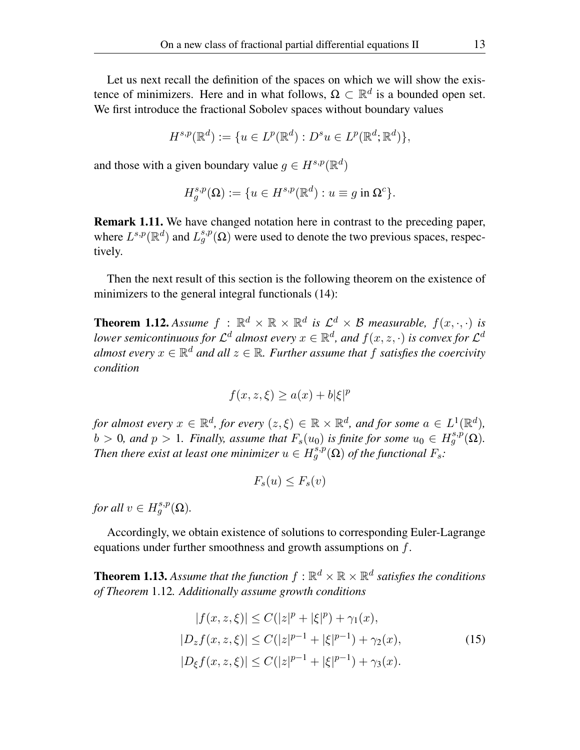Let us next recall the definition of the spaces on which we will show the existence of minimizers. Here and in what follows, $\Omega \subset \mathbb{R}^d$ is a bounded open set. We first introduce the fractional Sobolev spaces without boundary values

$$H^{s,p}(\mathbb{R}^d) := \{u \in L^p(\mathbb{R}^d) : D^s u \in L^p(\mathbb{R}^d; \mathbb{R}^d)\},$$

and those with a given boundary value $g \in H^{s,p}(\mathbb{R}^d)$

$$H^{s,p}_g(\Omega) := \{u \in H^{s,p}(\mathbb{R}^d) : u \equiv g \text{ in } \Omega^c\}.$$

**Remark 1.11.** We have changed notation here in contrast to the preceding paper, where $L^{s,p}(\mathbb{R}^d)$ and $L^{s,p}_g(\Omega)$ were used to denote the two previous spaces, respectively.

Then the next result of this section is the following theorem on the existence of minimizers to the general integral functionals (14):

**Theorem 1.12.** *Assume $f : \mathbb{R}^d \times \mathbb{R} \times \mathbb{R}^d$ is $\mathcal{L}^d \times \mathcal{B}$ measurable, $f(x, \cdot, \cdot)$ is lower semicontinuous for $\mathcal{L}^d$ almost every $x \in \mathbb{R}^d$, and $f(x, z, \cdot)$ is convex for $\mathcal{L}^d$ almost every $x \in \mathbb{R}^d$ and all $z \in \mathbb{R}$. Further assume that $f$ satisfies the coercivity condition*

$$f(x, z, \xi) \geq a(x) + b|\xi|^p$$

*for almost every $x \in \mathbb{R}^d$, for every $(z, \xi) \in \mathbb{R} \times \mathbb{R}^d$, and for some $a \in L^1(\mathbb{R}^d)$, $b > 0$, and $p > 1$. Finally, assume that $F_s(u_0)$ is finite for some $u_0 \in H^{s,p}_g(\Omega)$. Then there exist at least one minimizer $u \in H^{s,p}_g(\Omega)$ of the functional $F_s$:*

$$F_s(u) \leq F_s(v)$$

*for all $v \in H^{s,p}_g(\Omega)$.*

Accordingly, we obtain existence of solutions to corresponding Euler-Lagrange equations under further smoothness and growth assumptions on $f$.

**Theorem 1.13.** *Assume that the function $f : \mathbb{R}^d \times \mathbb{R} \times \mathbb{R}^d$ satisfies the conditions of Theorem 1.12. Additionally assume growth conditions*

$$\begin{aligned}
|f(x, z, \xi)| &\leq C(|z|^p + |\xi|^p) + \gamma_1(x), \\
|D_z f(x, z, \xi)| &\leq C(|z|^{p-1} + |\xi|^{p-1}) + \gamma_2(x), \\
|D_\xi f(x, z, \xi)| &\leq C(|z|^{p-1} + |\xi|^{p-1}) + \gamma_3(x).
\end{aligned} \tag{15}$$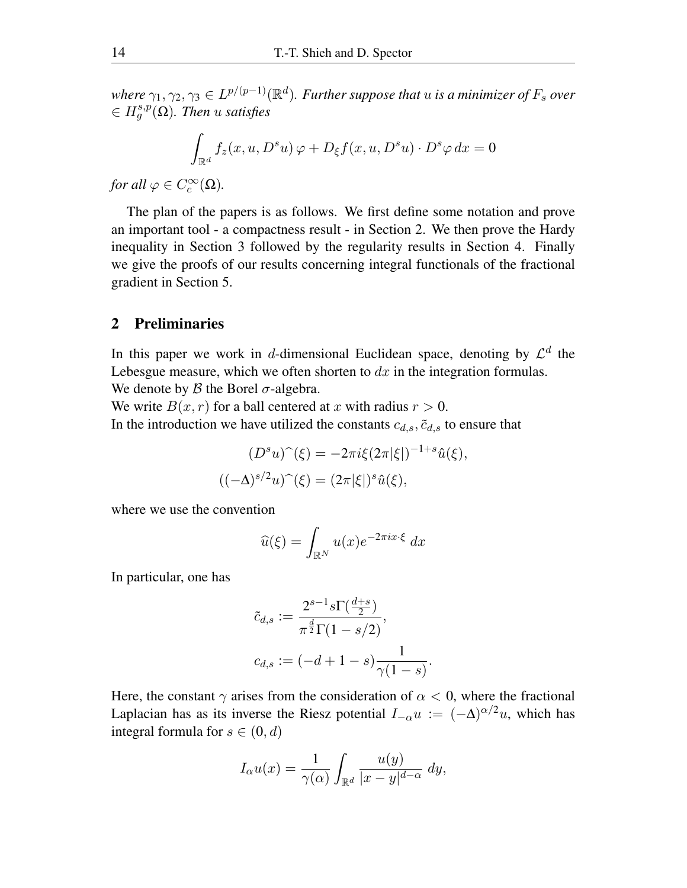*where $\gamma_1, \gamma_2, \gamma_3 \in L^{p/(p-1)}(\mathbb{R}^d)$. Further suppose that $u$ is a minimizer of $F_s$ over $\in H^{s,p}_g(\Omega)$. Then $u$ satisfies*

$$\int_{\mathbb{R}^d} f_z(x, u, D^s u)\,\varphi + D_\xi f(x, u, D^s u) \cdot D^s \varphi \, dx = 0$$

*for all $\varphi \in C_c^\infty(\Omega)$.*

The plan of the papers is as follows. We first define some notation and prove an important tool - a compactness result - in Section 2. We then prove the Hardy inequality in Section 3 followed by the regularity results in Section 4. Finally we give the proofs of our results concerning integral functionals of the fractional gradient in Section 5.

## 2 Preliminaries

In this paper we work in $d$-dimensional Euclidean space, denoting by $\mathcal{L}^d$ the Lebesgue measure, which we often shorten to $dx$ in the integration formulas.
We denote by $\mathcal{B}$ the Borel $\sigma$-algebra.
We write $B(x, r)$ for a ball centered at $x$ with radius $r > 0$.
In the introduction we have utilized the constants $c_{d,s}, \tilde{c}_{d,s}$ to ensure that

$$\begin{aligned}
(D^s u)\hat{}(\xi) &= -2\pi i \xi (2\pi|\xi|)^{-1+s} \hat{u}(\xi), \\
((-\Delta)^{s/2} u)\hat{}(\xi) &= (2\pi|\xi|)^s \hat{u}(\xi),
\end{aligned}$$

where we use the convention

$$\widehat{u}(\xi) = \int_{\mathbb{R}^N} u(x) e^{-2\pi i x \cdot \xi} \, dx$$

In particular, one has

$$\begin{aligned}
\tilde{c}_{d,s} &:= \frac{2^{s-1} s \Gamma(\frac{d+s}{2})}{\pi^{\frac{d}{2}} \Gamma(1 - s/2)}, \\
c_{d,s} &:= (-d + 1 - s) \frac{1}{\gamma(1-s)}.
\end{aligned}$$

Here, the constant $\gamma$ arises from the consideration of $\alpha < 0$, where the fractional Laplacian has as its inverse the Riesz potential $I_{-\alpha} u := (-\Delta)^{\alpha/2} u$, which has integral formula for $s \in (0, d)$

$$I_\alpha u(x) = \frac{1}{\gamma(\alpha)} \int_{\mathbb{R}^d} \frac{u(y)}{|x-y|^{d-\alpha}} \, dy,$$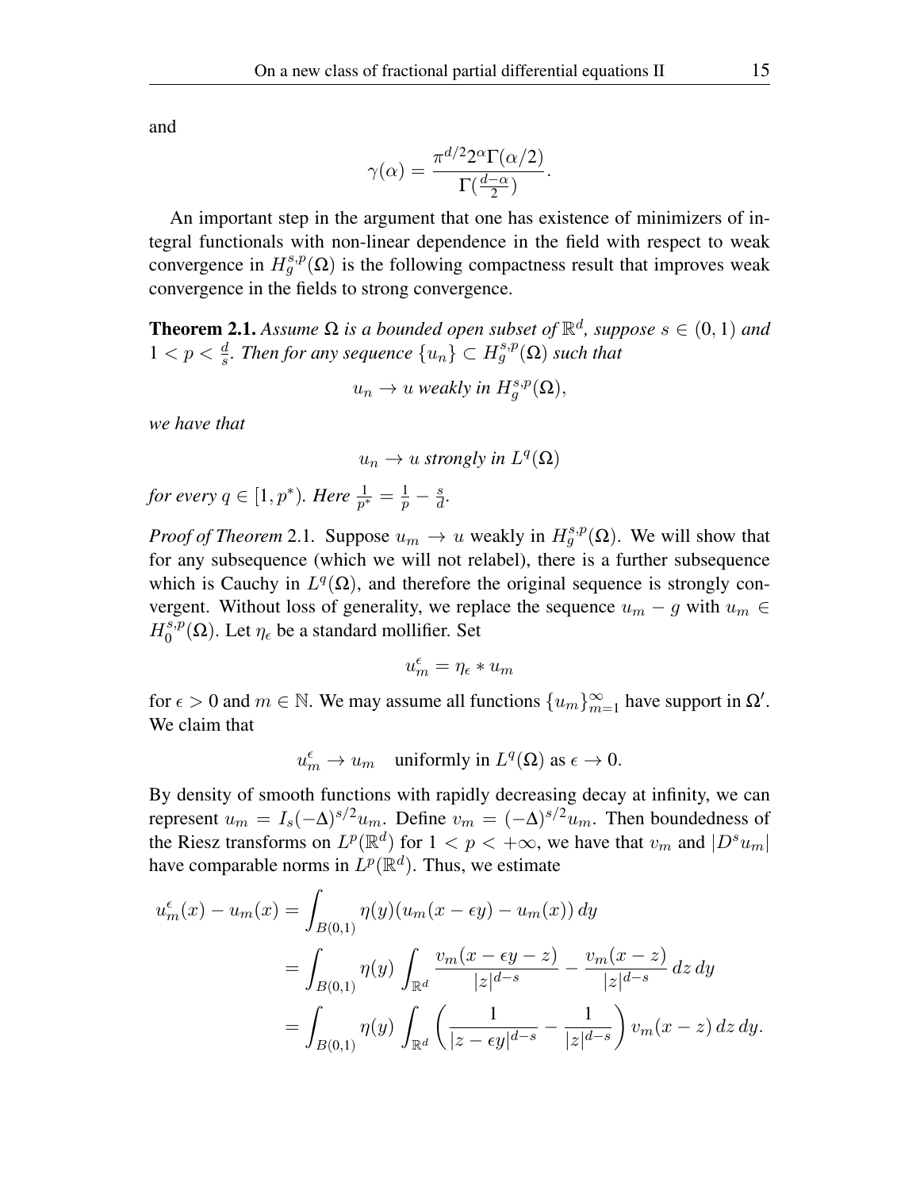and

$$\gamma(\alpha) = \frac{\pi^{d/2} 2^{\alpha} \Gamma(\alpha/2)}{\Gamma(\frac{d-\alpha}{2})}.$$

An important step in the argument that one has existence of minimizers of integral functionals with non-linear dependence in the field with respect to weak convergence in $H^{s,p}_g(\Omega)$ is the following compactness result that improves weak convergence in the fields to strong convergence.

**Theorem 2.1.** *Assume $\Omega$ is a bounded open subset of $\mathbb{R}^d$, suppose $s \in (0,1)$ and $1 < p < \frac{d}{s}$. Then for any sequence $\{u_n\} \subset H^{s,p}_g(\Omega)$ such that*

$$u_n \to u \text{ weakly in } H^{s,p}_g(\Omega),$$

*we have that*

$$u_n \to u \text{ strongly in } L^q(\Omega)$$

*for every $q \in [1, p^*)$. Here $\frac{1}{p^*} = \frac{1}{p} - \frac{s}{d}$.*

*Proof of Theorem* 2.1. Suppose $u_m \to u$ weakly in $H^{s,p}_g(\Omega)$. We will show that for any subsequence (which we will not relabel), there is a further subsequence which is Cauchy in $L^q(\Omega)$, and therefore the original sequence is strongly convergent. Without loss of generality, we replace the sequence $u_m - g$ with $u_m \in H^{s,p}_0(\Omega)$. Let $\eta_\epsilon$ be a standard mollifier. Set

$$u^\epsilon_m = \eta_\epsilon * u_m$$

for $\epsilon > 0$ and $m \in \mathbb{N}$. We may assume all functions $\{u_m\}_{m=1}^\infty$ have support in $\Omega'$. We claim that

$$u^\epsilon_m \to u_m \quad \text{uniformly in } L^q(\Omega) \text{ as } \epsilon \to 0.$$

By density of smooth functions with rapidly decreasing decay at infinity, we can represent $u_m = I_s(-\Delta)^{s/2} u_m$. Define $v_m = (-\Delta)^{s/2} u_m$. Then boundedness of the Riesz transforms on $L^p(\mathbb{R}^d)$ for $1 < p < +\infty$, we have that $v_m$ and $|D^s u_m|$ have comparable norms in $L^p(\mathbb{R}^d)$. Thus, we estimate

$$\begin{aligned}
u^\epsilon_m(x) - u_m(x) &= \int_{B(0,1)} \eta(y)(u_m(x - \epsilon y) - u_m(x))\, dy \\
&= \int_{B(0,1)} \eta(y) \int_{\mathbb{R}^d} \frac{v_m(x - \epsilon y - z)}{|z|^{d-s}} - \frac{v_m(x - z)}{|z|^{d-s}}\, dz\, dy \\
&= \int_{B(0,1)} \eta(y) \int_{\mathbb{R}^d} \left( \frac{1}{|z - \epsilon y|^{d-s}} - \frac{1}{|z|^{d-s}} \right) v_m(x - z)\, dz\, dy.
\end{aligned}$$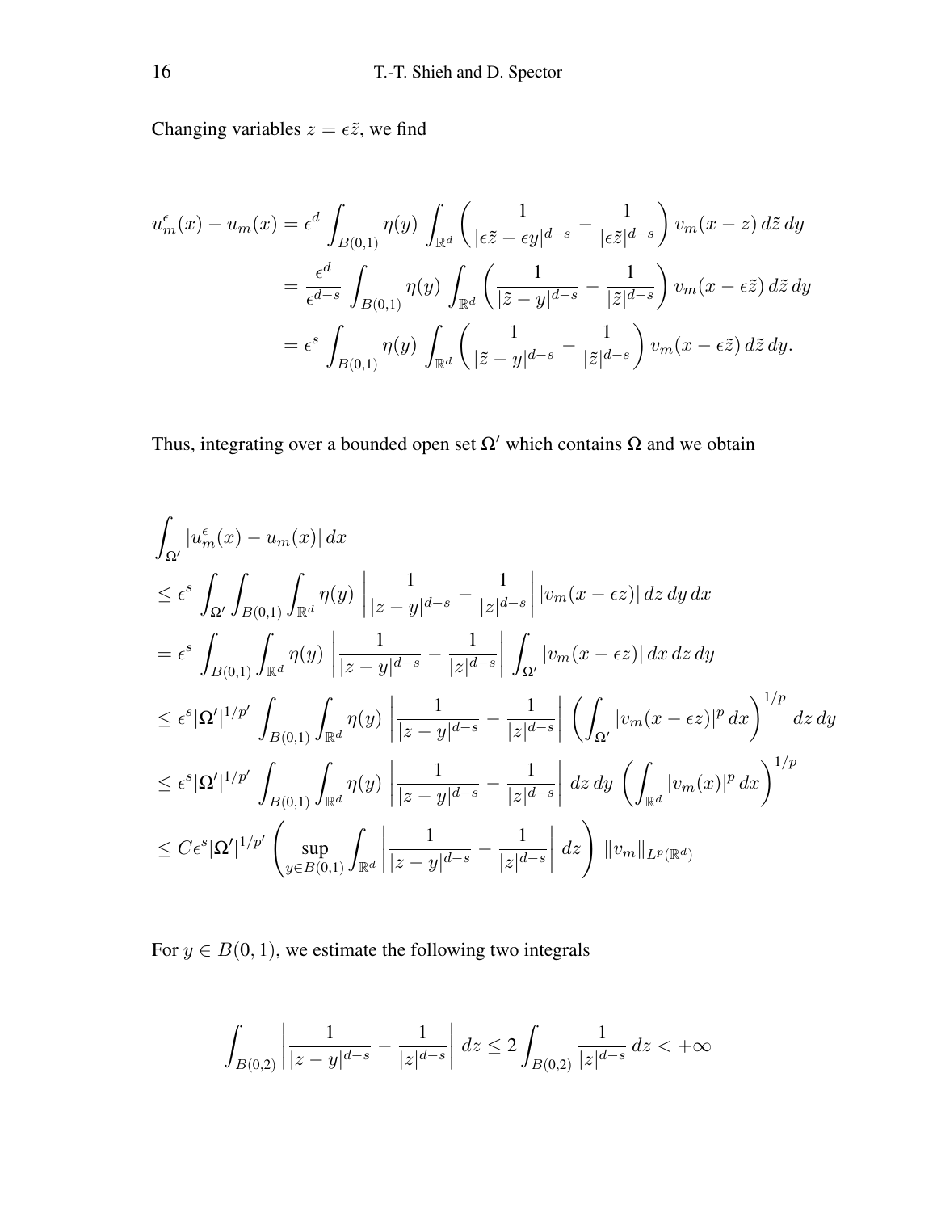Changing variables $z = \epsilon \tilde{z}$, we find

$$
\begin{aligned}
u_m^\epsilon(x) - u_m(x) &= \epsilon^d \int_{B(0,1)} \eta(y) \int_{\mathbb{R}^d} \left( \frac{1}{|\epsilon \tilde{z} - \epsilon y|^{d-s}} - \frac{1}{|\epsilon \tilde{z}|^{d-s}} \right) v_m(x-z)\, d\tilde{z}\, dy \\
&= \frac{\epsilon^d}{\epsilon^{d-s}} \int_{B(0,1)} \eta(y) \int_{\mathbb{R}^d} \left( \frac{1}{|\tilde{z} - y|^{d-s}} - \frac{1}{|\tilde{z}|^{d-s}} \right) v_m(x-\epsilon\tilde{z})\, d\tilde{z}\, dy \\
&= \epsilon^s \int_{B(0,1)} \eta(y) \int_{\mathbb{R}^d} \left( \frac{1}{|\tilde{z} - y|^{d-s}} - \frac{1}{|\tilde{z}|^{d-s}} \right) v_m(x-\epsilon\tilde{z})\, d\tilde{z}\, dy.
\end{aligned}
$$

Thus, integrating over a bounded open set $\Omega'$ which contains $\Omega$ and we obtain

$$
\begin{aligned}
&\int_{\Omega'} |u_m^\epsilon(x) - u_m(x)|\, dx \\
&\leq \epsilon^s \int_{\Omega'} \int_{B(0,1)} \int_{\mathbb{R}^d} \eta(y) \left| \frac{1}{|z-y|^{d-s}} - \frac{1}{|z|^{d-s}} \right| |v_m(x-\epsilon z)|\, dz\, dy\, dx \\
&= \epsilon^s \int_{B(0,1)} \int_{\mathbb{R}^d} \eta(y) \left| \frac{1}{|z-y|^{d-s}} - \frac{1}{|z|^{d-s}} \right| \int_{\Omega'} |v_m(x-\epsilon z)|\, dx\, dz\, dy \\
&\leq \epsilon^s |\Omega'|^{1/p'} \int_{B(0,1)} \int_{\mathbb{R}^d} \eta(y) \left| \frac{1}{|z-y|^{d-s}} - \frac{1}{|z|^{d-s}} \right| \left( \int_{\Omega'} |v_m(x-\epsilon z)|^p\, dx \right)^{1/p} dz\, dy \\
&\leq \epsilon^s |\Omega'|^{1/p'} \int_{B(0,1)} \int_{\mathbb{R}^d} \eta(y) \left| \frac{1}{|z-y|^{d-s}} - \frac{1}{|z|^{d-s}} \right| dz\, dy \left( \int_{\mathbb{R}^d} |v_m(x)|^p\, dx \right)^{1/p} \\
&\leq C \epsilon^s |\Omega'|^{1/p'} \left( \sup_{y \in B(0,1)} \int_{\mathbb{R}^d} \left| \frac{1}{|z-y|^{d-s}} - \frac{1}{|z|^{d-s}} \right| dz \right) \|v_m\|_{L^p(\mathbb{R}^d)}
\end{aligned}
$$

For $y \in B(0,1)$, we estimate the following two integrals

$$
\int_{B(0,2)} \left| \frac{1}{|z-y|^{d-s}} - \frac{1}{|z|^{d-s}} \right| dz \leq 2 \int_{B(0,2)} \frac{1}{|z|^{d-s}}\, dz < +\infty
$$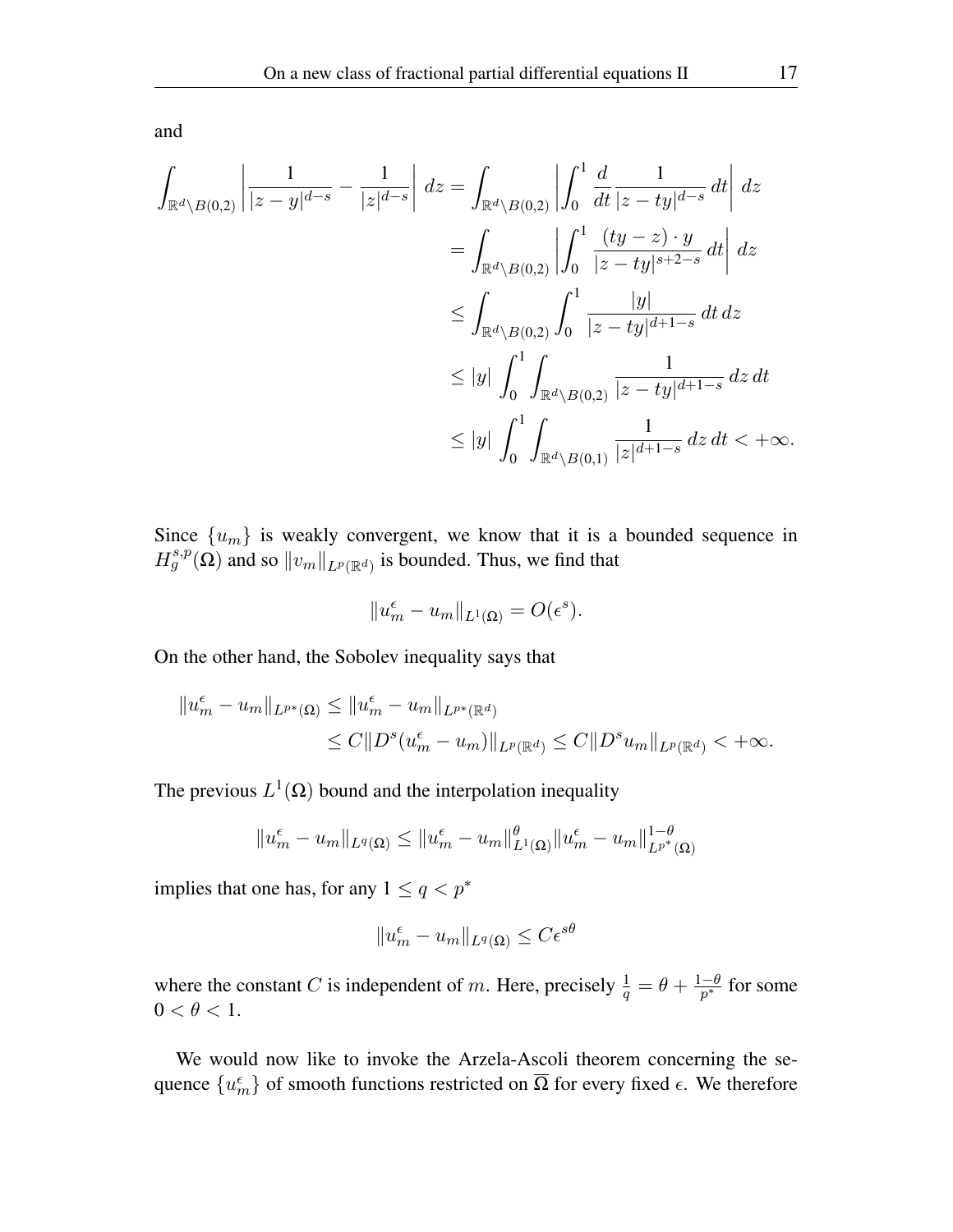and

$$
\begin{aligned}
\int_{\mathbb{R}^d \setminus B(0,2)} \left| \frac{1}{|z-y|^{d-s}} - \frac{1}{|z|^{d-s}} \right| \, dz &= \int_{\mathbb{R}^d \setminus B(0,2)} \left| \int_0^1 \frac{d}{dt} \frac{1}{|z-ty|^{d-s}} \, dt \right| \, dz \\
&= \int_{\mathbb{R}^d \setminus B(0,2)} \left| \int_0^1 \frac{(ty-z)\cdot y}{|z-ty|^{s+2-s}} \, dt \right| \, dz \\
&\le \int_{\mathbb{R}^d \setminus B(0,2)} \int_0^1 \frac{|y|}{|z-ty|^{d+1-s}} \, dt \, dz \\
&\le |y| \int_0^1 \int_{\mathbb{R}^d \setminus B(0,2)} \frac{1}{|z-ty|^{d+1-s}} \, dz \, dt \\
&\le |y| \int_0^1 \int_{\mathbb{R}^d \setminus B(0,1)} \frac{1}{|z|^{d+1-s}} \, dz \, dt < +\infty.
\end{aligned}
$$

Since $\{u_m\}$ is weakly convergent, we know that it is a bounded sequence in $H_g^{s,p}(\Omega)$ and so $\|v_m\|_{L^p(\mathbb{R}^d)}$ is bounded. Thus, we find that

$$
\|u_m^\epsilon - u_m\|_{L^1(\Omega)} = O(\epsilon^s).
$$

On the other hand, the Sobolev inequality says that

$$
\begin{aligned}
\|u_m^\epsilon - u_m\|_{L^{p*}(\Omega)} &\le \|u_m^\epsilon - u_m\|_{L^{p*}(\mathbb{R}^d)} \\
&\le C\|D^s(u_m^\epsilon - u_m)\|_{L^p(\mathbb{R}^d)} \le C\|D^s u_m\|_{L^p(\mathbb{R}^d)} < +\infty.
\end{aligned}
$$

The previous $L^1(\Omega)$ bound and the interpolation inequality

$$
\|u_m^\epsilon - u_m\|_{L^q(\Omega)} \le \|u_m^\epsilon - u_m\|_{L^1(\Omega)}^\theta \|u_m^\epsilon - u_m\|_{L^{p^*}(\Omega)}^{1-\theta}
$$

implies that one has, for any $1 \le q < p^*$

$$
\|u_m^\epsilon - u_m\|_{L^q(\Omega)} \le C\epsilon^{s\theta}
$$

where the constant $C$ is independent of $m$. Here, precisely $\frac{1}{q} = \theta + \frac{1-\theta}{p^*}$ for some $0 < \theta < 1$.

We would now like to invoke the Arzela-Ascoli theorem concerning the sequence $\{u_m^\epsilon\}$ of smooth functions restricted on $\overline{\Omega}$ for every fixed $\epsilon$. We therefore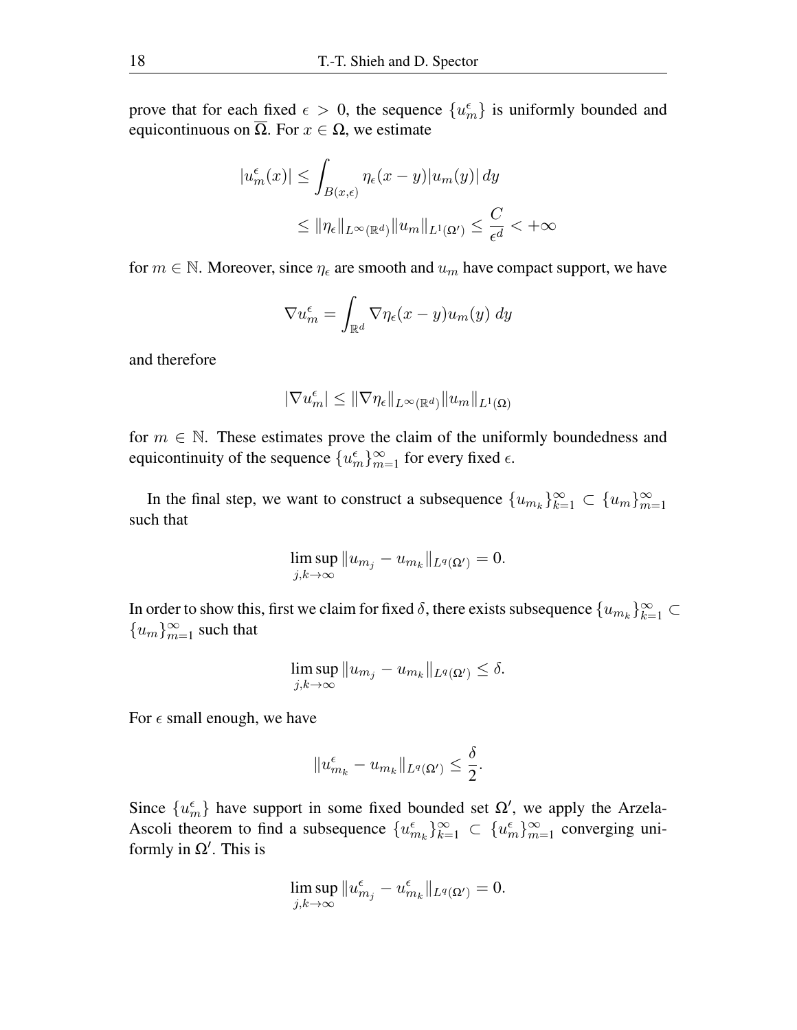prove that for each fixed $\epsilon > 0$, the sequence $\{u_m^\epsilon\}$ is uniformly bounded and equicontinuous on $\overline{\Omega}$. For $x \in \Omega$, we estimate

$$|u_m^\epsilon(x)| \leq \int_{B(x,\epsilon)} \eta_\epsilon(x-y)|u_m(y)|\,dy$$
$$\leq \|\eta_\epsilon\|_{L^\infty(\mathbb{R}^d)}\|u_m\|_{L^1(\Omega')} \leq \frac{C}{\epsilon^d} < +\infty$$

for $m \in \mathbb{N}$. Moreover, since $\eta_\epsilon$ are smooth and $u_m$ have compact support, we have

$$\nabla u_m^\epsilon = \int_{\mathbb{R}^d} \nabla \eta_\epsilon(x-y)u_m(y)\,dy$$

and therefore

$$|\nabla u_m^\epsilon| \leq \|\nabla \eta_\epsilon\|_{L^\infty(\mathbb{R}^d)}\|u_m\|_{L^1(\Omega)}$$

for $m \in \mathbb{N}$. These estimates prove the claim of the uniformly boundedness and equicontinuity of the sequence $\{u_m^\epsilon\}_{m=1}^\infty$ for every fixed $\epsilon$.

In the final step, we want to construct a subsequence $\{u_{m_k}\}_{k=1}^\infty \subset \{u_m\}_{m=1}^\infty$ such that

$$\limsup_{j,k\to\infty} \|u_{m_j} - u_{m_k}\|_{L^q(\Omega')} = 0.$$

In order to show this, first we claim for fixed $\delta$, there exists subsequence $\{u_{m_k}\}_{k=1}^\infty \subset \{u_m\}_{m=1}^\infty$ such that

$$\limsup_{j,k\to\infty} \|u_{m_j} - u_{m_k}\|_{L^q(\Omega')} \leq \delta.$$

For $\epsilon$ small enough, we have

$$\|u_{m_k}^\epsilon - u_{m_k}\|_{L^q(\Omega')} \leq \frac{\delta}{2}.$$

Since $\{u_m^\epsilon\}$ have support in some fixed bounded set $\Omega'$, we apply the Arzela-Ascoli theorem to find a subsequence $\{u_{m_k}^\epsilon\}_{k=1}^\infty \subset \{u_m^\epsilon\}_{m=1}^\infty$ converging uniformly in $\Omega'$. This is

$$\limsup_{j,k\to\infty} \|u_{m_j}^\epsilon - u_{m_k}^\epsilon\|_{L^q(\Omega')} = 0.$$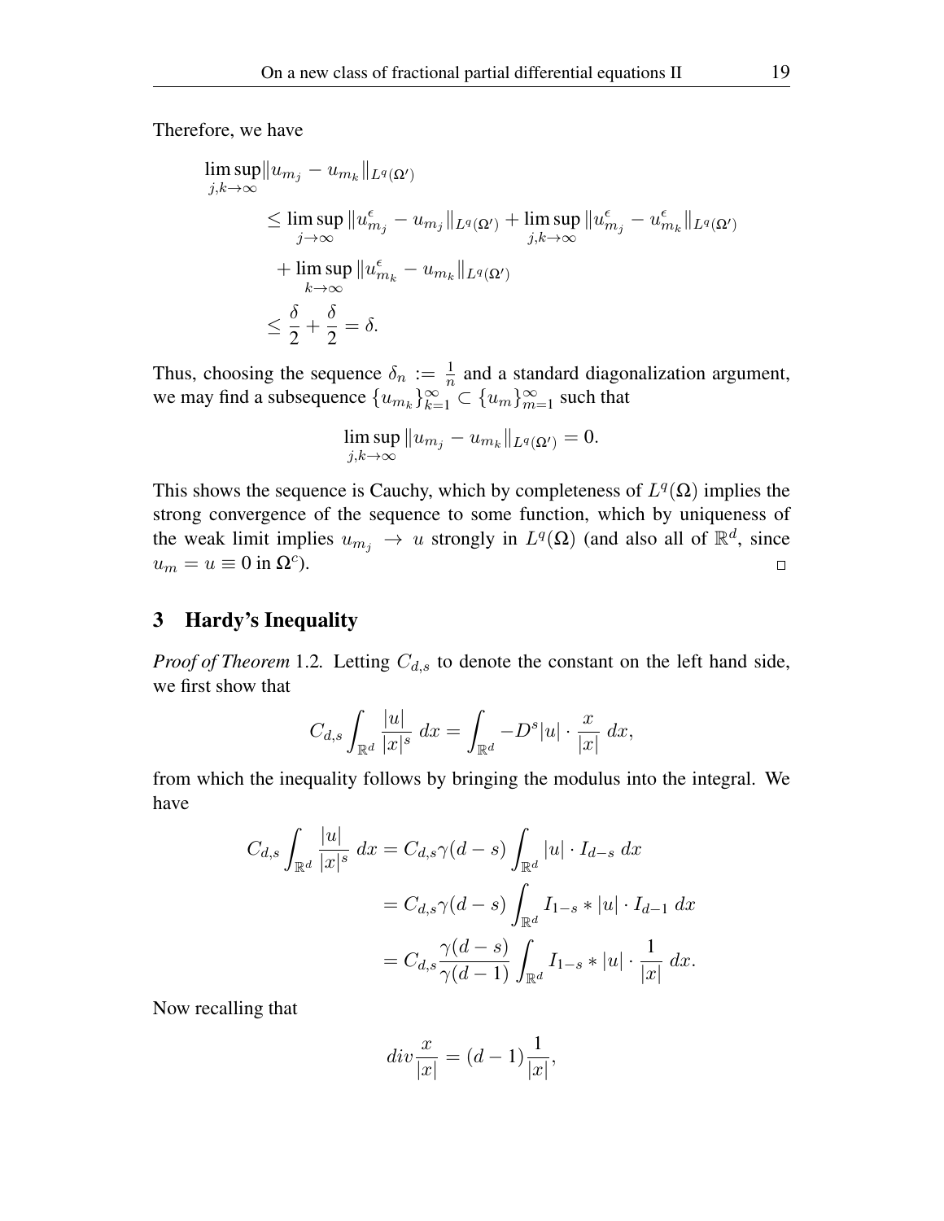Therefore, we have

$$
\begin{aligned}
\limsup_{j,k\to\infty} & \|u_{m_j} - u_{m_k}\|_{L^q(\Omega')} \\
&\leq \limsup_{j\to\infty} \|u^{\epsilon}_{m_j} - u_{m_j}\|_{L^q(\Omega')} + \limsup_{j,k\to\infty} \|u^{\epsilon}_{m_j} - u^{\epsilon}_{m_k}\|_{L^q(\Omega')} \\
&\quad + \limsup_{k\to\infty} \|u^{\epsilon}_{m_k} - u_{m_k}\|_{L^q(\Omega')} \\
&\leq \frac{\delta}{2} + \frac{\delta}{2} = \delta.
\end{aligned}
$$

Thus, choosing the sequence $\delta_n := \frac{1}{n}$ and a standard diagonalization argument, we may find a subsequence $\{u_{m_k}\}_{k=1}^{\infty} \subset \{u_m\}_{m=1}^{\infty}$ such that

$$
\limsup_{j,k\to\infty} \|u_{m_j} - u_{m_k}\|_{L^q(\Omega')} = 0.
$$

This shows the sequence is Cauchy, which by completeness of $L^q(\Omega)$ implies the strong convergence of the sequence to some function, which by uniqueness of the weak limit implies $u_{m_j} \to u$ strongly in $L^q(\Omega)$ (and also all of $\mathbb{R}^d$, since $u_m = u \equiv 0$ in $\Omega^c$). □

## 3 Hardy's Inequality

*Proof of Theorem* 1.2. Letting $C_{d,s}$ to denote the constant on the left hand side, we first show that

$$
C_{d,s} \int_{\mathbb{R}^d} \frac{|u|}{|x|^s}\, dx = \int_{\mathbb{R}^d} -D^s|u| \cdot \frac{x}{|x|}\, dx,
$$

from which the inequality follows by bringing the modulus into the integral. We have

$$
\begin{aligned}
C_{d,s} \int_{\mathbb{R}^d} \frac{|u|}{|x|^s}\, dx &= C_{d,s}\gamma(d-s) \int_{\mathbb{R}^d} |u| \cdot I_{d-s}\, dx \\
&= C_{d,s}\gamma(d-s) \int_{\mathbb{R}^d} I_{1-s} * |u| \cdot I_{d-1}\, dx \\
&= C_{d,s}\frac{\gamma(d-s)}{\gamma(d-1)} \int_{\mathbb{R}^d} I_{1-s} * |u| \cdot \frac{1}{|x|}\, dx.
\end{aligned}
$$

Now recalling that

$$
div \frac{x}{|x|} = (d-1)\frac{1}{|x|},
$$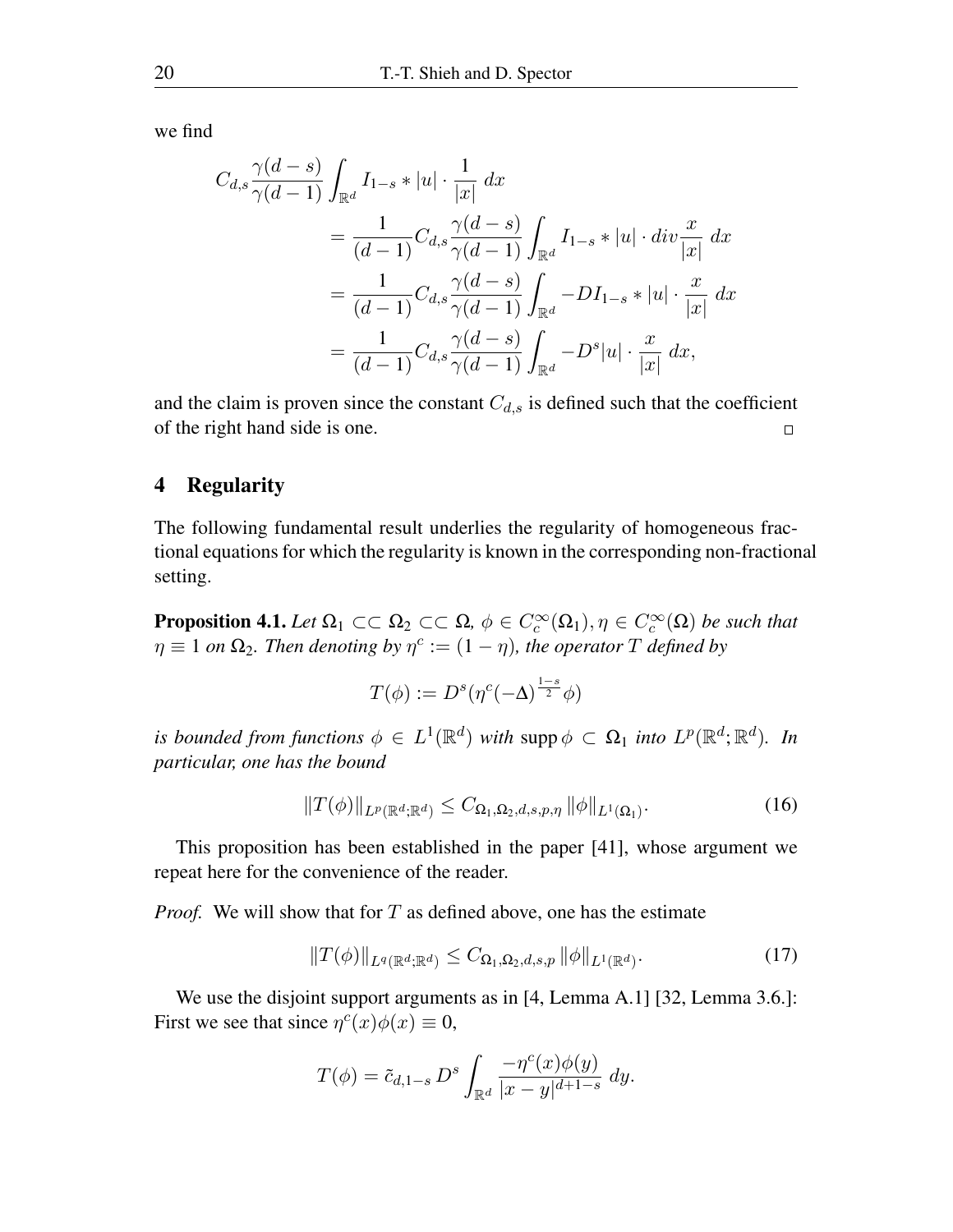we find

$$
\begin{aligned}
C_{d,s}\frac{\gamma(d-s)}{\gamma(d-1)} \int_{\mathbb{R}^d} I_{1-s} * |u| \cdot \frac{1}{|x|}\, dx \\
&= \frac{1}{(d-1)} C_{d,s}\frac{\gamma(d-s)}{\gamma(d-1)} \int_{\mathbb{R}^d} I_{1-s} * |u| \cdot div \frac{x}{|x|}\, dx \\
&= \frac{1}{(d-1)} C_{d,s}\frac{\gamma(d-s)}{\gamma(d-1)} \int_{\mathbb{R}^d} -DI_{1-s} * |u| \cdot \frac{x}{|x|}\, dx \\
&= \frac{1}{(d-1)} C_{d,s}\frac{\gamma(d-s)}{\gamma(d-1)} \int_{\mathbb{R}^d} -D^s|u| \cdot \frac{x}{|x|}\, dx,
\end{aligned}
$$

and the claim is proven since the constant $C_{d,s}$ is defined such that the coefficient of the right hand side is one. □

## 4 Regularity

The following fundamental result underlies the regularity of homogeneous fractional equations for which the regularity is known in the corresponding non-fractional setting.

**Proposition 4.1.** *Let $\Omega_1 \subset\subset \Omega_2 \subset\subset \Omega$, $\phi \in C_c^\infty(\Omega_1), \eta \in C_c^\infty(\Omega)$ be such that $\eta \equiv 1$ on $\Omega_2$. Then denoting by $\eta^c := (1-\eta)$, the operator $T$ defined by*

$$T(\phi) := D^s(\eta^c(-\Delta)^{\frac{1-s}{2}}\phi)$$

*is bounded from functions $\phi \in L^1(\mathbb{R}^d)$ with $\operatorname{supp}\phi \subset \Omega_1$ into $L^p(\mathbb{R}^d;\mathbb{R}^d)$. In particular, one has the bound*

$$\|T(\phi)\|_{L^p(\mathbb{R}^d;\mathbb{R}^d)} \leq C_{\Omega_1,\Omega_2,d,s,p,\eta}\, \|\phi\|_{L^1(\Omega_1)}. \tag{16}$$

This proposition has been established in the paper [41], whose argument we repeat here for the convenience of the reader.

*Proof.* We will show that for $T$ as defined above, one has the estimate

$$\|T(\phi)\|_{L^q(\mathbb{R}^d;\mathbb{R}^d)} \leq C_{\Omega_1,\Omega_2,d,s,p}\, \|\phi\|_{L^1(\mathbb{R}^d)}. \tag{17}$$

We use the disjoint support arguments as in [4, Lemma A.1] [32, Lemma 3.6.]: First we see that since $\eta^c(x)\phi(x) \equiv 0$,

$$T(\phi) = \tilde{c}_{d,1-s}\, D^s \int_{\mathbb{R}^d} \frac{-\eta^c(x)\phi(y)}{|x-y|^{d+1-s}}\, dy.$$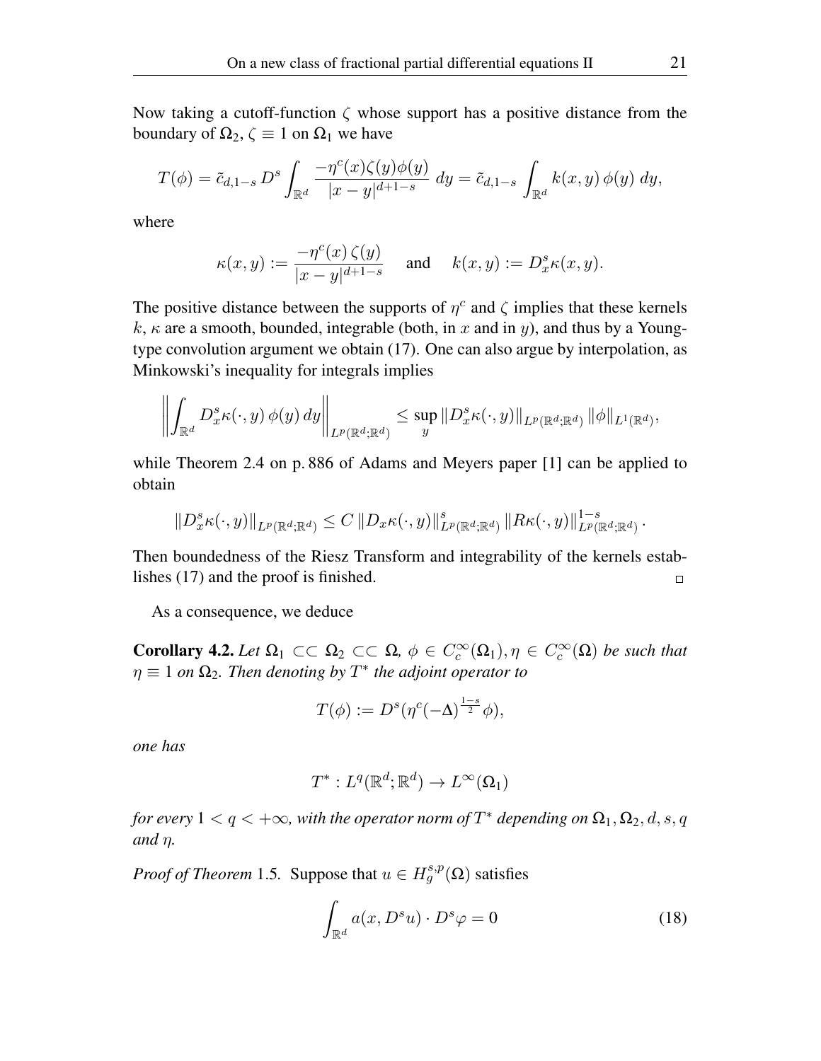Now taking a cutoff-function $\zeta$ whose support has a positive distance from the boundary of $\Omega_2$, $\zeta \equiv 1$ on $\Omega_1$ we have

$$T(\phi) = \tilde{c}_{d,1-s}\, D^s \int_{\mathbb{R}^d} \frac{-\eta^c(x)\zeta(y)\phi(y)}{|x-y|^{d+1-s}}\; dy = \tilde{c}_{d,1-s} \int_{\mathbb{R}^d} k(x,y)\,\phi(y)\; dy,$$

where

$$\kappa(x,y) := \frac{-\eta^c(x)\,\zeta(y)}{|x-y|^{d+1-s}} \quad \text{ and } \quad k(x,y) := D^s_x \kappa(x,y).$$

The positive distance between the supports of $\eta^c$ and $\zeta$ implies that these kernels $k$, $\kappa$ are a smooth, bounded, integrable (both, in $x$ and in $y$), and thus by a Young-type convolution argument we obtain (17). One can also argue by interpolation, as Minkowski's inequality for integrals implies

$$\left\| \int_{\mathbb{R}^d} D^s_x \kappa(\cdot,y)\,\phi(y)\,dy \right\|_{L^p(\mathbb{R}^d;\mathbb{R}^d)} \leq \sup_y \|D^s_x \kappa(\cdot,y)\|_{L^p(\mathbb{R}^d;\mathbb{R}^d)}\, \|\phi\|_{L^1(\mathbb{R}^d)},$$

while Theorem 2.4 on p. 886 of Adams and Meyers paper [1] can be applied to obtain

$$\|D^s_x \kappa(\cdot,y)\|_{L^p(\mathbb{R}^d;\mathbb{R}^d)} \leq C\, \|D_x \kappa(\cdot,y)\|^s_{L^p(\mathbb{R}^d;\mathbb{R}^d)}\, \|R\kappa(\cdot,y)\|^{1-s}_{L^p(\mathbb{R}^d;\mathbb{R}^d)}\,.$$

Then boundedness of the Riesz Transform and integrability of the kernels establishes (17) and the proof is finished. □

As a consequence, we deduce

**Corollary 4.2.** *Let $\Omega_1 \subset\subset \Omega_2 \subset\subset \Omega$, $\phi \in C^\infty_c(\Omega_1), \eta \in C^\infty_c(\Omega)$ be such that $\eta \equiv 1$ on $\Omega_2$. Then denoting by $T^*$ the adjoint operator to*

$$T(\phi) := D^s(\eta^c(-\Delta)^{\frac{1-s}{2}}\phi),$$

*one has*

$$T^* : L^q(\mathbb{R}^d;\mathbb{R}^d) \to L^\infty(\Omega_1)$$

*for every $1 < q < +\infty$, with the operator norm of $T^*$ depending on $\Omega_1, \Omega_2, d, s, q$ and $\eta$.*

*Proof of Theorem* 1.5. Suppose that $u \in H^{s,p}_g(\Omega)$ satisfies

$$\int_{\mathbb{R}^d} a(x, D^s u)\cdot D^s\varphi = 0 \tag{18}$$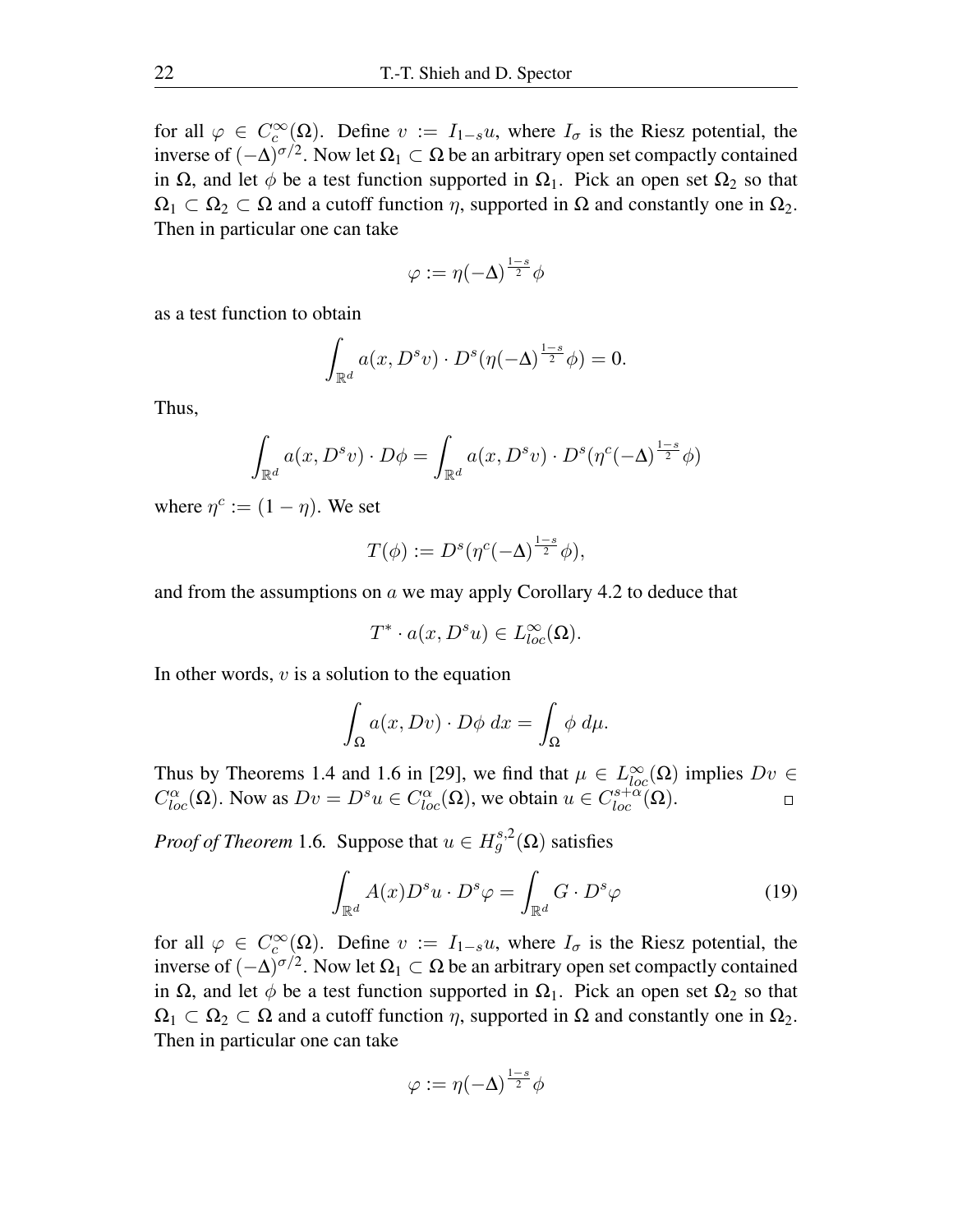for all $\varphi \in C_c^\infty(\Omega)$. Define $v := I_{1-s}u$, where $I_\sigma$ is the Riesz potential, the inverse of $(-\Delta)^{\sigma/2}$. Now let $\Omega_1 \subset \Omega$ be an arbitrary open set compactly contained in $\Omega$, and let $\phi$ be a test function supported in $\Omega_1$. Pick an open set $\Omega_2$ so that $\Omega_1 \subset \Omega_2 \subset \Omega$ and a cutoff function $\eta$, supported in $\Omega$ and constantly one in $\Omega_2$. Then in particular one can take

$$\varphi := \eta(-\Delta)^{\frac{1-s}{2}}\phi$$

as a test function to obtain

$$\int_{\mathbb{R}^d} a(x, D^s v) \cdot D^s(\eta(-\Delta)^{\frac{1-s}{2}}\phi) = 0.$$

Thus,

$$\int_{\mathbb{R}^d} a(x, D^s v) \cdot D\phi = \int_{\mathbb{R}^d} a(x, D^s v) \cdot D^s(\eta^c(-\Delta)^{\frac{1-s}{2}}\phi)$$

where $\eta^c := (1-\eta)$. We set

$$T(\phi) := D^s(\eta^c(-\Delta)^{\frac{1-s}{2}}\phi),$$

and from the assumptions on $a$ we may apply Corollary 4.2 to deduce that

$$T^* \cdot a(x, D^s u) \in L^\infty_{loc}(\Omega).$$

In other words, $v$ is a solution to the equation

$$\int_\Omega a(x, Dv) \cdot D\phi \, dx = \int_\Omega \phi \, d\mu.$$

Thus by Theorems 1.4 and 1.6 in [29], we find that $\mu \in L^\infty_{loc}(\Omega)$ implies $Dv \in C^\alpha_{loc}(\Omega)$. Now as $Dv = D^s u \in C^\alpha_{loc}(\Omega)$, we obtain $u \in C^{s+\alpha}_{loc}(\Omega)$. □

*Proof of Theorem* 1.6. Suppose that $u \in H^{s,2}_g(\Omega)$ satisfies

$$\int_{\mathbb{R}^d} A(x) D^s u \cdot D^s \varphi = \int_{\mathbb{R}^d} G \cdot D^s \varphi \tag{19}$$

for all $\varphi \in C_c^\infty(\Omega)$. Define $v := I_{1-s}u$, where $I_\sigma$ is the Riesz potential, the inverse of $(-\Delta)^{\sigma/2}$. Now let $\Omega_1 \subset \Omega$ be an arbitrary open set compactly contained in $\Omega$, and let $\phi$ be a test function supported in $\Omega_1$. Pick an open set $\Omega_2$ so that $\Omega_1 \subset \Omega_2 \subset \Omega$ and a cutoff function $\eta$, supported in $\Omega$ and constantly one in $\Omega_2$. Then in particular one can take

$$\varphi := \eta(-\Delta)^{\frac{1-s}{2}}\phi$$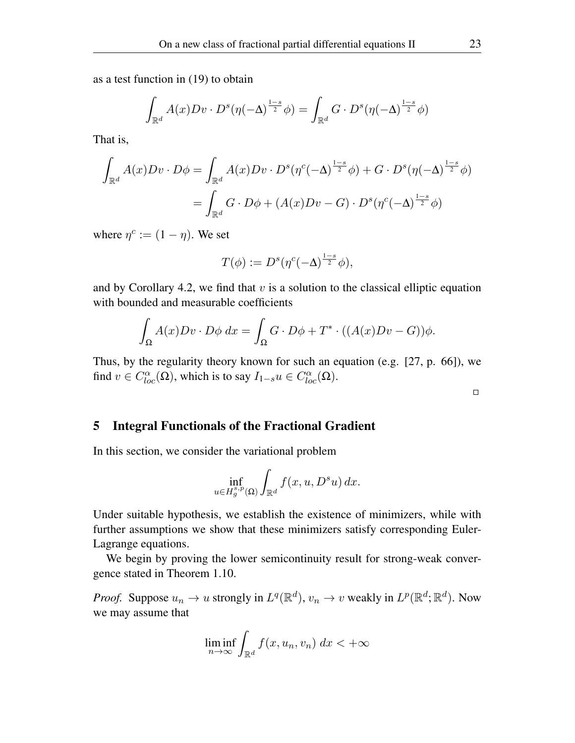as a test function in (19) to obtain

$$\int_{\mathbb{R}^d} A(x)Dv \cdot D^s(\eta(-\Delta)^{\frac{1-s}{2}}\phi) = \int_{\mathbb{R}^d} G \cdot D^s(\eta(-\Delta)^{\frac{1-s}{2}}\phi)$$

That is,

$$\begin{aligned}\int_{\mathbb{R}^d} A(x)Dv \cdot D\phi &= \int_{\mathbb{R}^d} A(x)Dv \cdot D^s(\eta^c(-\Delta)^{\frac{1-s}{2}}\phi) + G \cdot D^s(\eta(-\Delta)^{\frac{1-s}{2}}\phi) \\ &= \int_{\mathbb{R}^d} G \cdot D\phi + (A(x)Dv - G) \cdot D^s(\eta^c(-\Delta)^{\frac{1-s}{2}}\phi)\end{aligned}$$

where $\eta^c := (1 - \eta)$. We set

$$T(\phi) := D^s(\eta^c(-\Delta)^{\frac{1-s}{2}}\phi),$$

and by Corollary 4.2, we find that $v$ is a solution to the classical elliptic equation with bounded and measurable coefficients

$$\int_\Omega A(x)Dv \cdot D\phi \, dx = \int_\Omega G \cdot D\phi + T^* \cdot ((A(x)Dv - G))\phi.$$

Thus, by the regularity theory known for such an equation (e.g. [27, p. 66]), we find $v \in C^\alpha_{loc}(\Omega)$, which is to say $I_{1-s}u \in C^\alpha_{loc}(\Omega)$.

□

## 5 Integral Functionals of the Fractional Gradient

In this section, we consider the variational problem

$$\inf_{u \in H^{s,p}_g(\Omega)} \int_{\mathbb{R}^d} f(x, u, D^s u) \, dx.$$

Under suitable hypothesis, we establish the existence of minimizers, while with further assumptions we show that these minimizers satisfy corresponding Euler-Lagrange equations.

We begin by proving the lower semicontinuity result for strong-weak convergence stated in Theorem 1.10.

*Proof.* Suppose $u_n \to u$ strongly in $L^q(\mathbb{R}^d)$, $v_n \to v$ weakly in $L^p(\mathbb{R}^d; \mathbb{R}^d)$. Now we may assume that

$$\liminf_{n\to\infty} \int_{\mathbb{R}^d} f(x, u_n, v_n) \, dx < +\infty$$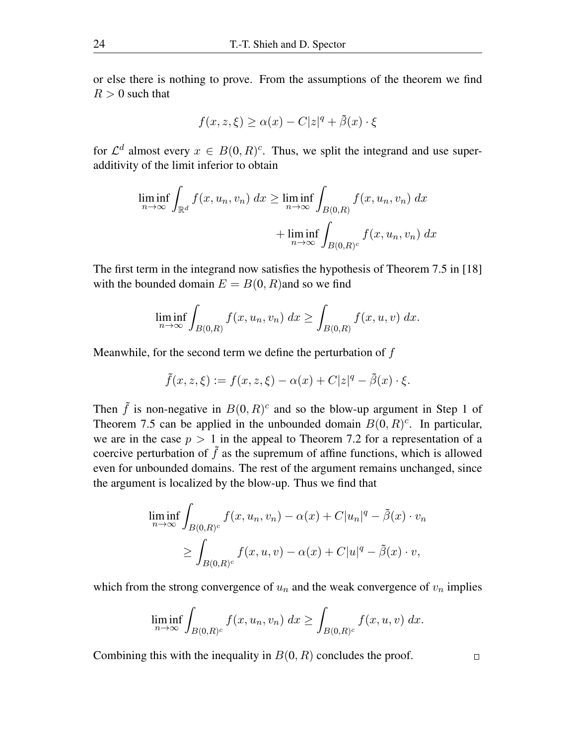or else there is nothing to prove. From the assumptions of the theorem we find $R > 0$ such that

$$f(x, z, \xi) \geq \alpha(x) - C|z|^q + \tilde{\beta}(x) \cdot \xi$$

for $\mathcal{L}^d$ almost every $x \in B(0, R)^c$. Thus, we split the integrand and use superadditivity of the limit inferior to obtain

$$\liminf_{n \to \infty} \int_{\mathbb{R}^d} f(x, u_n, v_n)\, dx \geq \liminf_{n \to \infty} \int_{B(0,R)} f(x, u_n, v_n)\, dx + \liminf_{n \to \infty} \int_{B(0,R)^c} f(x, u_n, v_n)\, dx$$

The first term in the integrand now satisfies the hypothesis of Theorem 7.5 in [18] with the bounded domain $E = B(0, R)$and so we find

$$\liminf_{n \to \infty} \int_{B(0,R)} f(x, u_n, v_n)\, dx \geq \int_{B(0,R)} f(x, u, v)\, dx.$$

Meanwhile, for the second term we define the perturbation of $f$

$$\tilde{f}(x, z, \xi) := f(x, z, \xi) - \alpha(x) + C|z|^q - \tilde{\beta}(x) \cdot \xi.$$

Then $\tilde{f}$ is non-negative in $B(0, R)^c$ and so the blow-up argument in Step 1 of Theorem 7.5 can be applied in the unbounded domain $B(0, R)^c$. In particular, we are in the case $p > 1$ in the appeal to Theorem 7.2 for a representation of a coercive perturbation of $\tilde{f}$ as the supremum of affine functions, which is allowed even for unbounded domains. The rest of the argument remains unchanged, since the argument is localized by the blow-up. Thus we find that

$$\liminf_{n \to \infty} \int_{B(0,R)^c} f(x, u_n, v_n) - \alpha(x) + C|u_n|^q - \tilde{\beta}(x) \cdot v_n \geq \int_{B(0,R)^c} f(x, u, v) - \alpha(x) + C|u|^q - \tilde{\beta}(x) \cdot v,$$

which from the strong convergence of $u_n$ and the weak convergence of $v_n$ implies

$$\liminf_{n \to \infty} \int_{B(0,R)^c} f(x, u_n, v_n)\, dx \geq \int_{B(0,R)^c} f(x, u, v)\, dx.$$

Combining this with the inequality in $B(0, R)$ concludes the proof. $\square$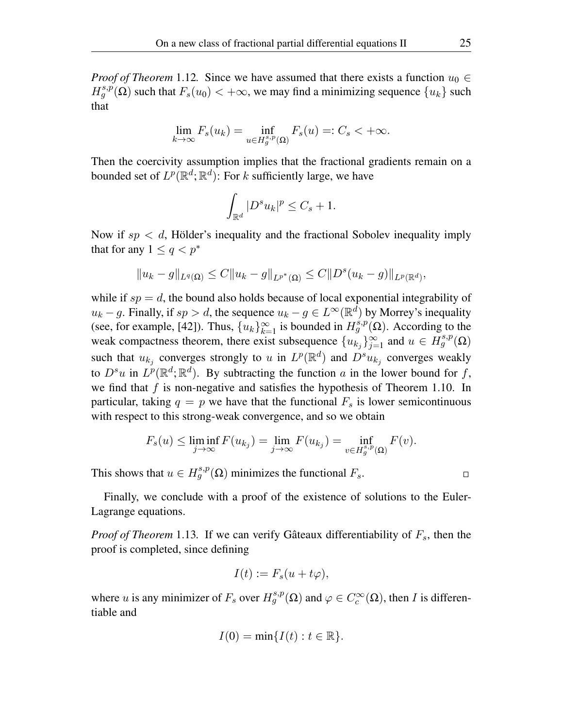*Proof of Theorem* 1.12. Since we have assumed that there exists a function $u_0 \in H^{s,p}_g(\Omega)$ such that $F_s(u_0) < +\infty$, we may find a minimizing sequence $\{u_k\}$ such that

$$\lim_{k\to\infty} F_s(u_k) = \inf_{u\in H^{s,p}_g(\Omega)} F_s(u) =: C_s < +\infty.$$

Then the coercivity assumption implies that the fractional gradients remain on a bounded set of $L^p(\mathbb{R}^d;\mathbb{R}^d)$: For $k$ sufficiently large, we have

$$\int_{\mathbb{R}^d} |D^s u_k|^p \leq C_s + 1.$$

Now if $sp < d$, Hölder's inequality and the fractional Sobolev inequality imply that for any $1 \leq q < p^*$

$$\|u_k - g\|_{L^q(\Omega)} \leq C\|u_k - g\|_{L^{p^*}(\Omega)} \leq C\|D^s(u_k - g)\|_{L^p(\mathbb{R}^d)},$$

while if $sp = d$, the bound also holds because of local exponential integrability of $u_k - g$. Finally, if $sp > d$, the sequence $u_k - g \in L^\infty(\mathbb{R}^d)$ by Morrey's inequality (see, for example, [42]). Thus, $\{u_k\}_{k=1}^\infty$ is bounded in $H^{s,p}_g(\Omega)$. According to the weak compactness theorem, there exist subsequence $\{u_{k_j}\}_{j=1}^\infty$ and $u \in H^{s,p}_g(\Omega)$ such that $u_{k_j}$ converges strongly to $u$ in $L^p(\mathbb{R}^d)$ and $D^s u_{k_j}$ converges weakly to $D^s u$ in $L^p(\mathbb{R}^d;\mathbb{R}^d)$. By subtracting the function $a$ in the lower bound for $f$, we find that $f$ is non-negative and satisfies the hypothesis of Theorem 1.10. In particular, taking $q = p$ we have that the functional $F_s$ is lower semicontinuous with respect to this strong-weak convergence, and so we obtain

$$F_s(u) \leq \liminf_{j\to\infty} F(u_{k_j}) = \lim_{j\to\infty} F(u_{k_j}) = \inf_{v\in H^{s,p}_g(\Omega)} F(v).$$

This shows that $u \in H^{s,p}_g(\Omega)$ minimizes the functional $F_s$. □

Finally, we conclude with a proof of the existence of solutions to the Euler-Lagrange equations.

*Proof of Theorem* 1.13. If we can verify Gâteaux differentiability of $F_s$, then the proof is completed, since defining

$$I(t) := F_s(u + t\varphi),$$

where $u$ is any minimizer of $F_s$ over $H^{s,p}_g(\Omega)$ and $\varphi \in C^\infty_c(\Omega)$, then $I$ is differentiable and

$$I(0) = \min\{I(t) : t \in \mathbb{R}\}.$$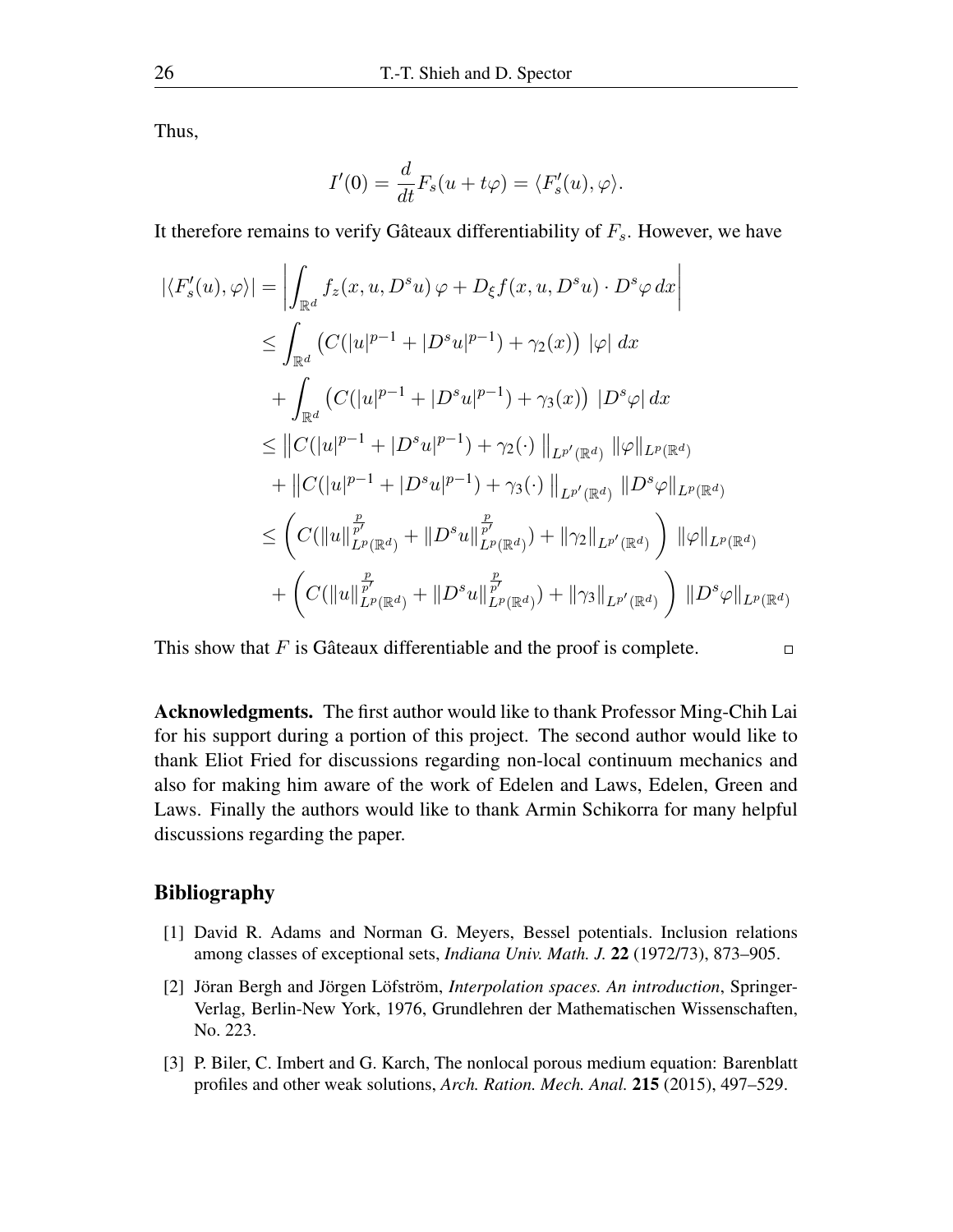Thus,

$$I'(0) = \frac{d}{dt} F_s(u + t\varphi) = \langle F_s'(u), \varphi \rangle.$$

It therefore remains to verify Gâteaux differentiability of $F_s$. However, we have

$$\begin{aligned}
|\langle F_s'(u), \varphi \rangle| &= \left| \int_{\mathbb{R}^d} f_z(x, u, D^s u)\, \varphi + D_\xi f(x, u, D^s u) \cdot D^s \varphi \, dx \right| \\
&\leq \int_{\mathbb{R}^d} \left( C(|u|^{p-1} + |D^s u|^{p-1}) + \gamma_2(x) \right) |\varphi| \, dx \\
&\quad + \int_{\mathbb{R}^d} \left( C(|u|^{p-1} + |D^s u|^{p-1}) + \gamma_3(x) \right) |D^s \varphi| \, dx \\
&\leq \left\| C(|u|^{p-1} + |D^s u|^{p-1}) + \gamma_2(\cdot) \right\|_{L^{p'}(\mathbb{R}^d)} \|\varphi\|_{L^p(\mathbb{R}^d)} \\
&\quad + \left\| C(|u|^{p-1} + |D^s u|^{p-1}) + \gamma_3(\cdot) \right\|_{L^{p'}(\mathbb{R}^d)} \|D^s \varphi\|_{L^p(\mathbb{R}^d)} \\
&\leq \left( C(\|u\|_{L^p(\mathbb{R}^d)}^{\frac{p}{p'}} + \|D^s u\|_{L^p(\mathbb{R}^d)}^{\frac{p}{p'}}) + \|\gamma_2\|_{L^{p'}(\mathbb{R}^d)} \right) \|\varphi\|_{L^p(\mathbb{R}^d)} \\
&\quad + \left( C(\|u\|_{L^p(\mathbb{R}^d)}^{\frac{p}{p'}} + \|D^s u\|_{L^p(\mathbb{R}^d)}^{\frac{p}{p'}}) + \|\gamma_3\|_{L^{p'}(\mathbb{R}^d)} \right) \|D^s \varphi\|_{L^p(\mathbb{R}^d)}
\end{aligned}$$

This show that $F$ is Gâteaux differentiable and the proof is complete. □

**Acknowledgments.** The first author would like to thank Professor Ming-Chih Lai for his support during a portion of this project. The second author would like to thank Eliot Fried for discussions regarding non-local continuum mechanics and also for making him aware of the work of Edelen and Laws, Edelen, Green and Laws. Finally the authors would like to thank Armin Schikorra for many helpful discussions regarding the paper.

## Bibliography

[1] David R. Adams and Norman G. Meyers, Bessel potentials. Inclusion relations among classes of exceptional sets, *Indiana Univ. Math. J.* **22** (1972/73), 873–905.

[2] Jöran Bergh and Jörgen Löfström, *Interpolation spaces. An introduction*, Springer-Verlag, Berlin-New York, 1976, Grundlehren der Mathematischen Wissenschaften, No. 223.

[3] P. Biler, C. Imbert and G. Karch, The nonlocal porous medium equation: Barenblatt profiles and other weak solutions, *Arch. Ration. Mech. Anal.* **215** (2015), 497–529.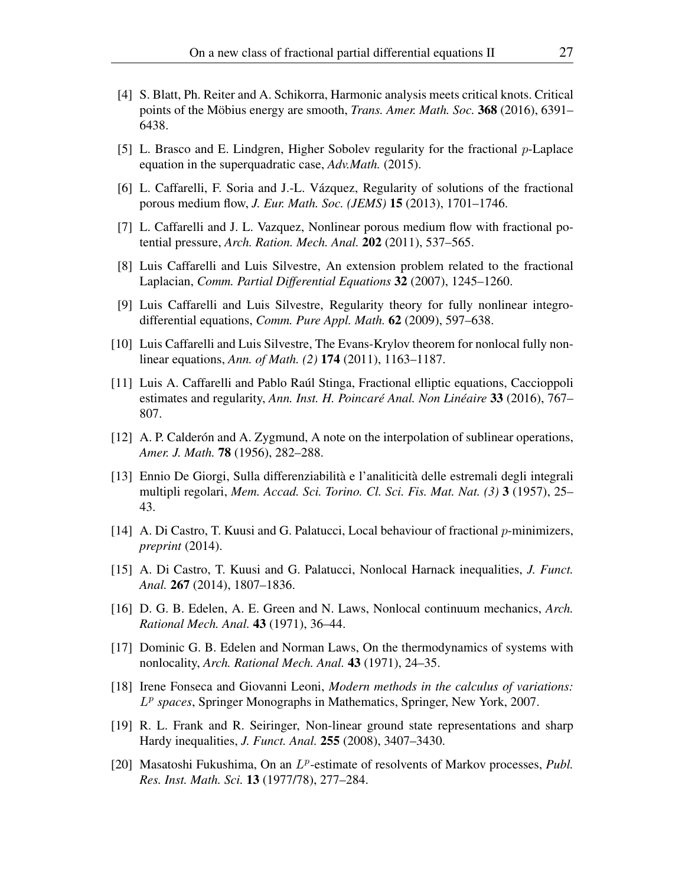[4] S. Blatt, Ph. Reiter and A. Schikorra, Harmonic analysis meets critical knots. Critical points of the Möbius energy are smooth, *Trans. Amer. Math. Soc.* **368** (2016), 6391–6438.

[5] L. Brasco and E. Lindgren, Higher Sobolev regularity for the fractional $p$-Laplace equation in the superquadratic case, *Adv.Math.* (2015).

[6] L. Caffarelli, F. Soria and J.-L. Vázquez, Regularity of solutions of the fractional porous medium flow, *J. Eur. Math. Soc. (JEMS)* **15** (2013), 1701–1746.

[7] L. Caffarelli and J. L. Vazquez, Nonlinear porous medium flow with fractional potential pressure, *Arch. Ration. Mech. Anal.* **202** (2011), 537–565.

[8] Luis Caffarelli and Luis Silvestre, An extension problem related to the fractional Laplacian, *Comm. Partial Differential Equations* **32** (2007), 1245–1260.

[9] Luis Caffarelli and Luis Silvestre, Regularity theory for fully nonlinear integro-differential equations, *Comm. Pure Appl. Math.* **62** (2009), 597–638.

[10] Luis Caffarelli and Luis Silvestre, The Evans-Krylov theorem for nonlocal fully nonlinear equations, *Ann. of Math. (2)* **174** (2011), 1163–1187.

[11] Luis A. Caffarelli and Pablo Raúl Stinga, Fractional elliptic equations, Caccioppoli estimates and regularity, *Ann. Inst. H. Poincaré Anal. Non Linéaire* **33** (2016), 767–807.

[12] A. P. Calderón and A. Zygmund, A note on the interpolation of sublinear operations, *Amer. J. Math.* **78** (1956), 282–288.

[13] Ennio De Giorgi, Sulla differenziabilità e l'analiticità delle estremali degli integrali multipli regolari, *Mem. Accad. Sci. Torino. Cl. Sci. Fis. Mat. Nat. (3)* **3** (1957), 25–43.

[14] A. Di Castro, T. Kuusi and G. Palatucci, Local behaviour of fractional $p$-minimizers, *preprint* (2014).

[15] A. Di Castro, T. Kuusi and G. Palatucci, Nonlocal Harnack inequalities, *J. Funct. Anal.* **267** (2014), 1807–1836.

[16] D. G. B. Edelen, A. E. Green and N. Laws, Nonlocal continuum mechanics, *Arch. Rational Mech. Anal.* **43** (1971), 36–44.

[17] Dominic G. B. Edelen and Norman Laws, On the thermodynamics of systems with nonlocality, *Arch. Rational Mech. Anal.* **43** (1971), 24–35.

[18] Irene Fonseca and Giovanni Leoni, *Modern methods in the calculus of variations: $L^p$ spaces*, Springer Monographs in Mathematics, Springer, New York, 2007.

[19] R. L. Frank and R. Seiringer, Non-linear ground state representations and sharp Hardy inequalities, *J. Funct. Anal.* **255** (2008), 3407–3430.

[20] Masatoshi Fukushima, On an $L^p$-estimate of resolvents of Markov processes, *Publ. Res. Inst. Math. Sci.* **13** (1977/78), 277–284.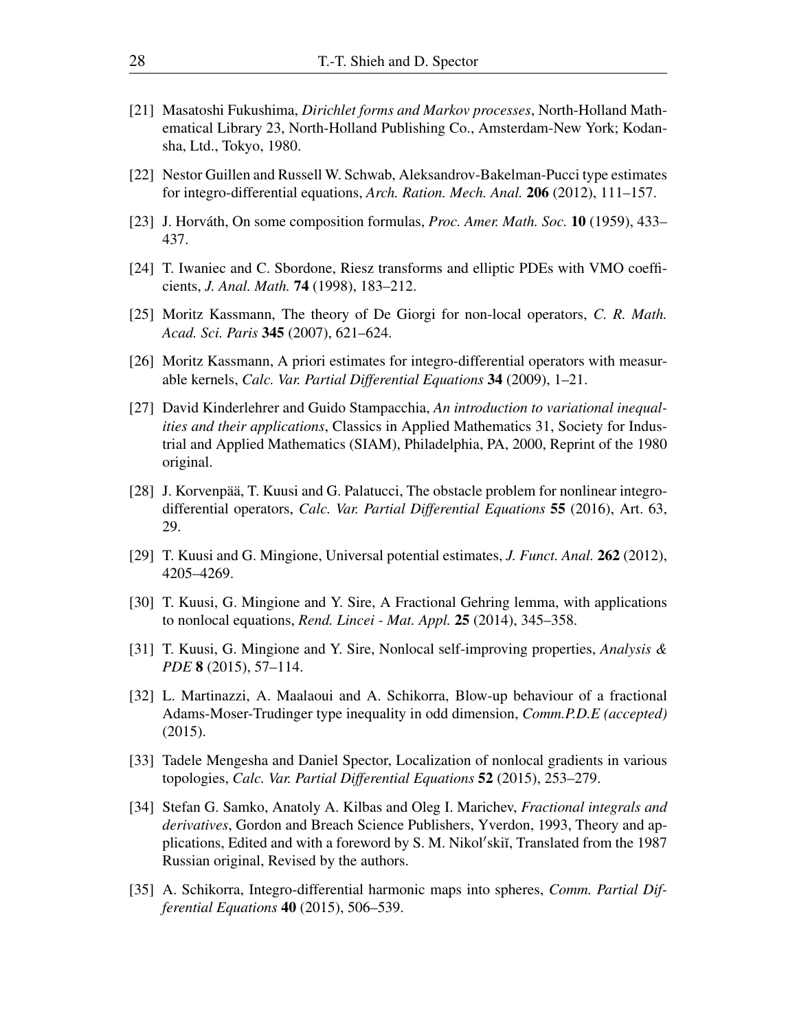[21] Masatoshi Fukushima, *Dirichlet forms and Markov processes*, North-Holland Mathematical Library 23, North-Holland Publishing Co., Amsterdam-New York; Kodansha, Ltd., Tokyo, 1980.

[22] Nestor Guillen and Russell W. Schwab, Aleksandrov-Bakelman-Pucci type estimates for integro-differential equations, *Arch. Ration. Mech. Anal.* **206** (2012), 111–157.

[23] J. Horváth, On some composition formulas, *Proc. Amer. Math. Soc.* **10** (1959), 433–437.

[24] T. Iwaniec and C. Sbordone, Riesz transforms and elliptic PDEs with VMO coefficients, *J. Anal. Math.* **74** (1998), 183–212.

[25] Moritz Kassmann, The theory of De Giorgi for non-local operators, *C. R. Math. Acad. Sci. Paris* **345** (2007), 621–624.

[26] Moritz Kassmann, A priori estimates for integro-differential operators with measurable kernels, *Calc. Var. Partial Differential Equations* **34** (2009), 1–21.

[27] David Kinderlehrer and Guido Stampacchia, *An introduction to variational inequalities and their applications*, Classics in Applied Mathematics 31, Society for Industrial and Applied Mathematics (SIAM), Philadelphia, PA, 2000, Reprint of the 1980 original.

[28] J. Korvenpää, T. Kuusi and G. Palatucci, The obstacle problem for nonlinear integro-differential operators, *Calc. Var. Partial Differential Equations* **55** (2016), Art. 63, 29.

[29] T. Kuusi and G. Mingione, Universal potential estimates, *J. Funct. Anal.* **262** (2012), 4205–4269.

[30] T. Kuusi, G. Mingione and Y. Sire, A Fractional Gehring lemma, with applications to nonlocal equations, *Rend. Lincei - Mat. Appl.* **25** (2014), 345–358.

[31] T. Kuusi, G. Mingione and Y. Sire, Nonlocal self-improving properties, *Analysis & PDE* **8** (2015), 57–114.

[32] L. Martinazzi, A. Maalaoui and A. Schikorra, Blow-up behaviour of a fractional Adams-Moser-Trudinger type inequality in odd dimension, *Comm.P.D.E (accepted)* (2015).

[33] Tadele Mengesha and Daniel Spector, Localization of nonlocal gradients in various topologies, *Calc. Var. Partial Differential Equations* **52** (2015), 253–279.

[34] Stefan G. Samko, Anatoly A. Kilbas and Oleg I. Marichev, *Fractional integrals and derivatives*, Gordon and Breach Science Publishers, Yverdon, 1993, Theory and applications, Edited and with a foreword by S. M. Nikolʹskiĭ, Translated from the 1987 Russian original, Revised by the authors.

[35] A. Schikorra, Integro-differential harmonic maps into spheres, *Comm. Partial Differential Equations* **40** (2015), 506–539.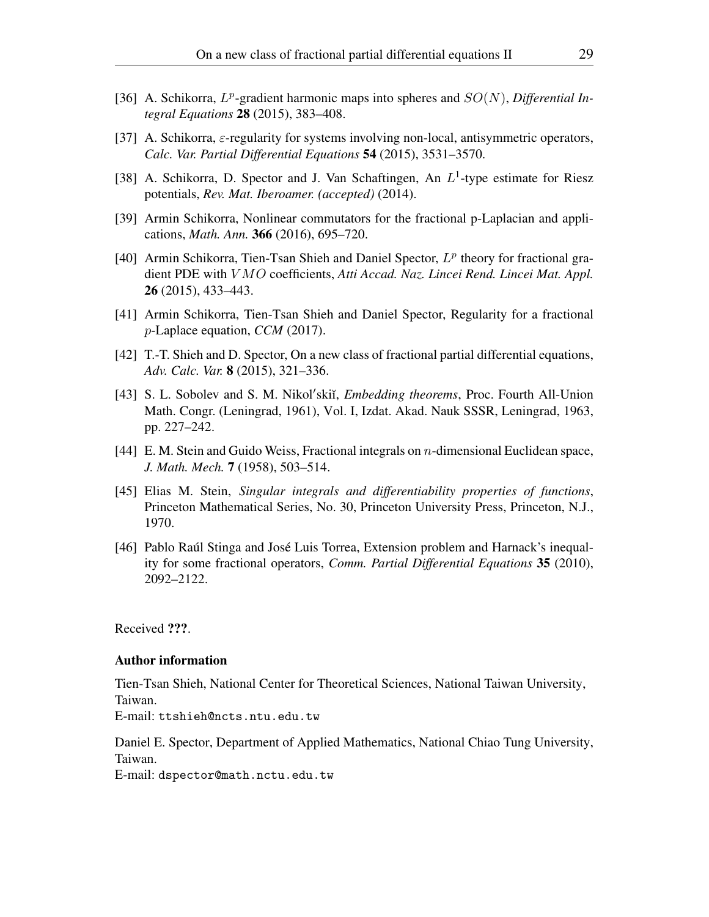[36] A. Schikorra, $L^p$-gradient harmonic maps into spheres and $SO(N)$, *Differential Integral Equations* **28** (2015), 383–408.

[37] A. Schikorra, $\varepsilon$-regularity for systems involving non-local, antisymmetric operators, *Calc. Var. Partial Differential Equations* **54** (2015), 3531–3570.

[38] A. Schikorra, D. Spector and J. Van Schaftingen, An $L^1$-type estimate for Riesz potentials, *Rev. Mat. Iberoamer. (accepted)* (2014).

[39] Armin Schikorra, Nonlinear commutators for the fractional p-Laplacian and applications, *Math. Ann.* **366** (2016), 695–720.

[40] Armin Schikorra, Tien-Tsan Shieh and Daniel Spector, $L^p$ theory for fractional gradient PDE with $VMO$ coefficients, *Atti Accad. Naz. Lincei Rend. Lincei Mat. Appl.* **26** (2015), 433–443.

[41] Armin Schikorra, Tien-Tsan Shieh and Daniel Spector, Regularity for a fractional $p$-Laplace equation, *CCM* (2017).

[42] T.-T. Shieh and D. Spector, On a new class of fractional partial differential equations, *Adv. Calc. Var.* **8** (2015), 321–336.

[43] S. L. Sobolev and S. M. Nikol′skiĭ, *Embedding theorems*, Proc. Fourth All-Union Math. Congr. (Leningrad, 1961), Vol. I, Izdat. Akad. Nauk SSSR, Leningrad, 1963, pp. 227–242.

[44] E. M. Stein and Guido Weiss, Fractional integrals on $n$-dimensional Euclidean space, *J. Math. Mech.* **7** (1958), 503–514.

[45] Elias M. Stein, *Singular integrals and differentiability properties of functions*, Princeton Mathematical Series, No. 30, Princeton University Press, Princeton, N.J., 1970.

[46] Pablo Raúl Stinga and José Luis Torrea, Extension problem and Harnack's inequality for some fractional operators, *Comm. Partial Differential Equations* **35** (2010), 2092–2122.

Received **???**.

**Author information**

Tien-Tsan Shieh, National Center for Theoretical Sciences, National Taiwan University, Taiwan.
E-mail: ttshieh@ncts.ntu.edu.tw

Daniel E. Spector, Department of Applied Mathematics, National Chiao Tung University, Taiwan.
E-mail: dspector@math.nctu.edu.tw